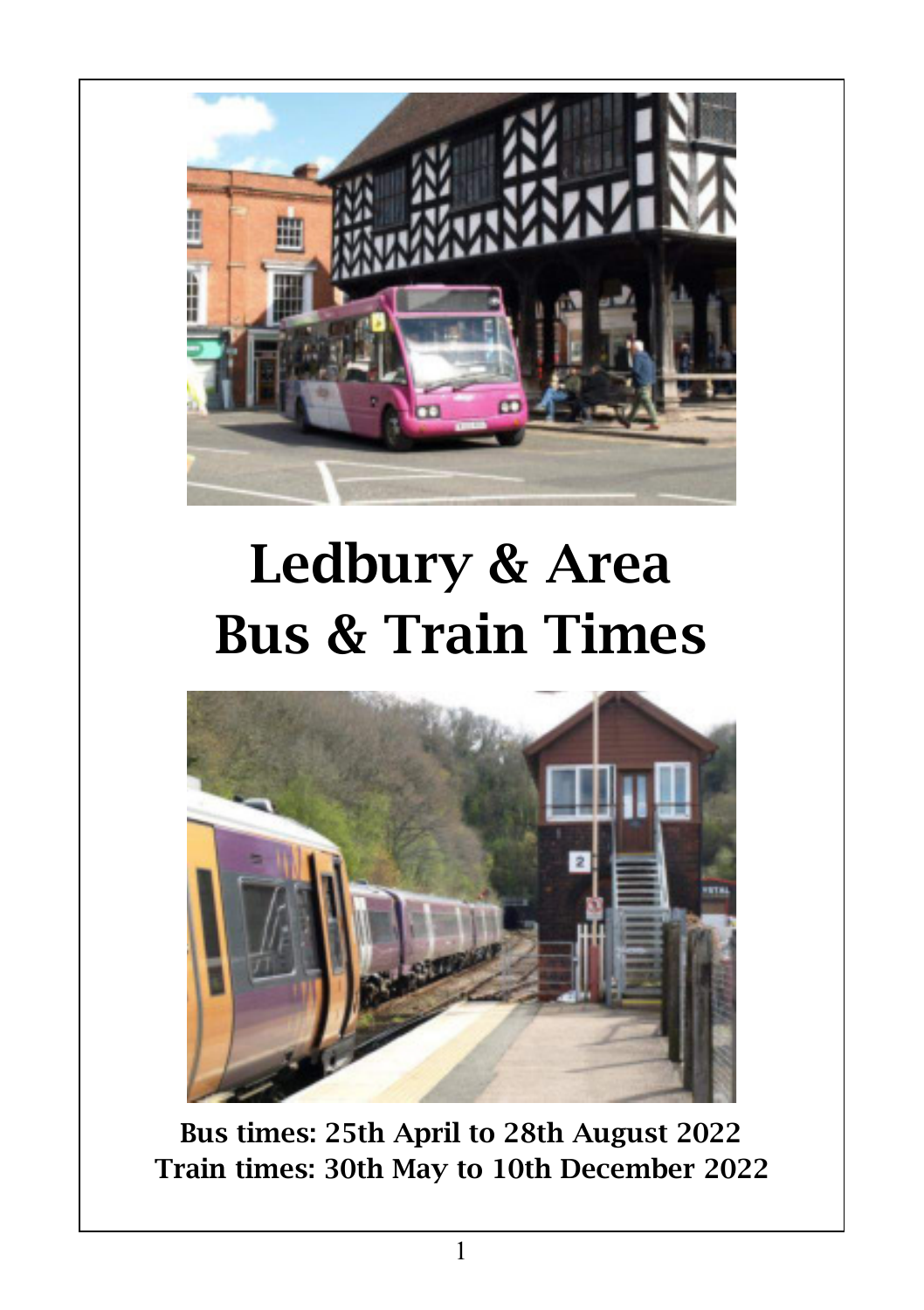# Ledbury & Area Bus & Train Times

**Bus times: 25th April to 28th August 2022**
**Train times: 30th May to 10th December 2022**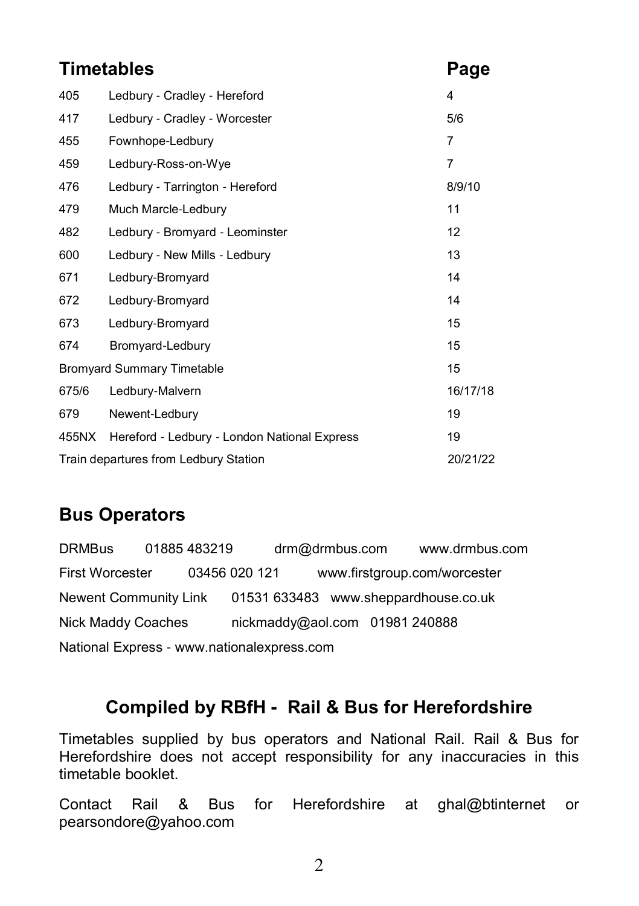## Timetables

| | | Page |
|---|---|---|
| 405 | Ledbury - Cradley - Hereford | 4 |
| 417 | Ledbury - Cradley - Worcester | 5/6 |
| 455 | Fownhope-Ledbury | 7 |
| 459 | Ledbury-Ross-on-Wye | 7 |
| 476 | Ledbury - Tarrington - Hereford | 8/9/10 |
| 479 | Much Marcle-Ledbury | 11 |
| 482 | Ledbury - Bromyard - Leominster | 12 |
| 600 | Ledbury - New Mills - Ledbury | 13 |
| 671 | Ledbury-Bromyard | 14 |
| 672 | Ledbury-Bromyard | 14 |
| 673 | Ledbury-Bromyard | 15 |
| 674 | Bromyard-Ledbury | 15 |
| Bromyard Summary Timetable | | 15 |
| 675/6 | Ledbury-Malvern | 16/17/18 |
| 679 | Newent-Ledbury | 19 |
| 455NX | Hereford - Ledbury - London National Express | 19 |
| Train departures from Ledbury Station | | 20/21/22 |

## Bus Operators

DRMBus 01885 483219 drm@drmbus.com www.drmbus.com

First Worcester 03456 020 121 www.firstgroup.com/worcester

Newent Community Link 01531 633483 www.sheppardhouse.co.uk

Nick Maddy Coaches nickmaddy@aol.com 01981 240888

National Express - www.nationalexpress.com

## Compiled by RBfH - Rail & Bus for Herefordshire

Timetables supplied by bus operators and National Rail. Rail & Bus for Herefordshire does not accept responsibility for any inaccuracies in this timetable booklet.

Contact Rail & Bus for Herefordshire at ghal@btinternet or pearsondore@yahoo.com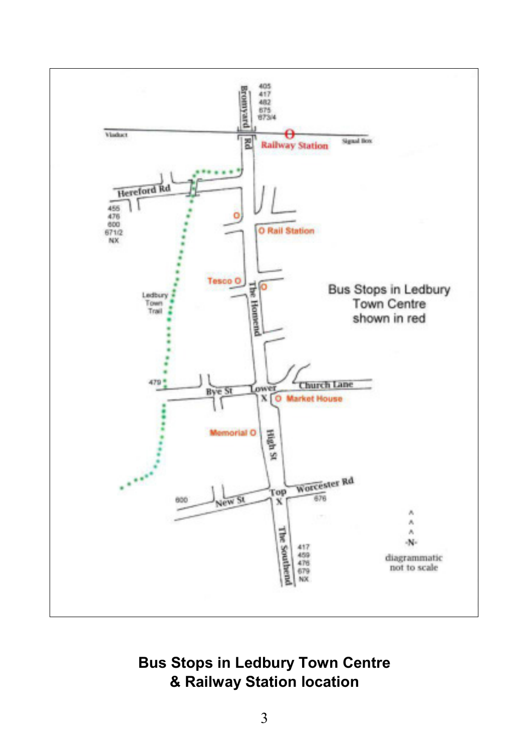Bromyard Rd

405
417
482
675
673/4

Viaduct

Railway Station

Signal Box

Hereford Rd

455
476
600
671/2
NX

O Rail Station

Tesco O

The Homend

Bus Stops in Ledbury Town Centre shown in red

Ledbury Town Trail

479

Bye St

Lower X

Church Lane

O Market House

Memorial O

High St

Top X

Worcester Rd

676

600

New St

The Southend

417
459
476
679
NX

-N-

diagrammatic not to scale

**Bus Stops in Ledbury Town Centre & Railway Station location**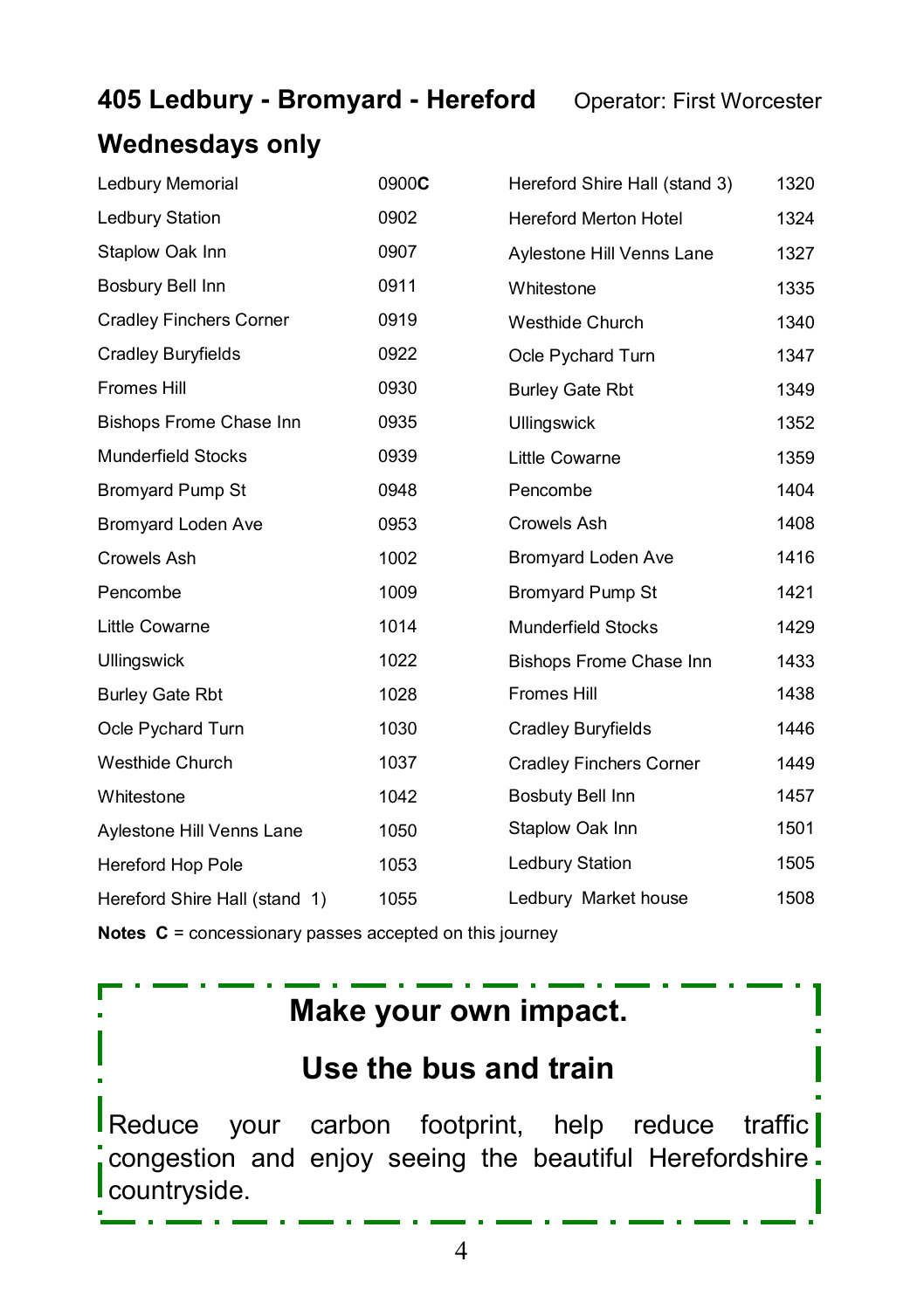## 405 Ledbury - Bromyard - Hereford

Operator: First Worcester

### Wednesdays only

| Stop | Time | Stop | Time |
|---|---|---|---|
| Ledbury Memorial | 0900**C** | Hereford Shire Hall (stand 3) | 1320 |
| Ledbury Station | 0902 | Hereford Merton Hotel | 1324 |
| Staplow Oak Inn | 0907 | Aylestone Hill Venns Lane | 1327 |
| Bosbury Bell Inn | 0911 | Whitestone | 1335 |
| Cradley Finchers Corner | 0919 | Westhide Church | 1340 |
| Cradley Buryfields | 0922 | Ocle Pychard Turn | 1347 |
| Fromes Hill | 0930 | Burley Gate Rbt | 1349 |
| Bishops Frome Chase Inn | 0935 | Ullingswick | 1352 |
| Munderfield Stocks | 0939 | Little Cowarne | 1359 |
| Bromyard Pump St | 0948 | Pencombe | 1404 |
| Bromyard Loden Ave | 0953 | Crowels Ash | 1408 |
| Crowels Ash | 1002 | Bromyard Loden Ave | 1416 |
| Pencombe | 1009 | Bromyard Pump St | 1421 |
| Little Cowarne | 1014 | Munderfield Stocks | 1429 |
| Ullingswick | 1022 | Bishops Frome Chase Inn | 1433 |
| Burley Gate Rbt | 1028 | Fromes Hill | 1438 |
| Ocle Pychard Turn | 1030 | Cradley Buryfields | 1446 |
| Westhide Church | 1037 | Cradley Finchers Corner | 1449 |
| Whitestone | 1042 | Bosbuty Bell Inn | 1457 |
| Aylestone Hill Venns Lane | 1050 | Staplow Oak Inn | 1501 |
| Hereford Hop Pole | 1053 | Ledbury Station | 1505 |
| Hereford Shire Hall (stand 1) | 1055 | Ledbury Market house | 1508 |

**Notes C** = concessionary passes accepted on this journey

**Make your own impact.**

**Use the bus and train**

Reduce your carbon footprint, help reduce traffic congestion and enjoy seeing the beautiful Herefordshire countryside.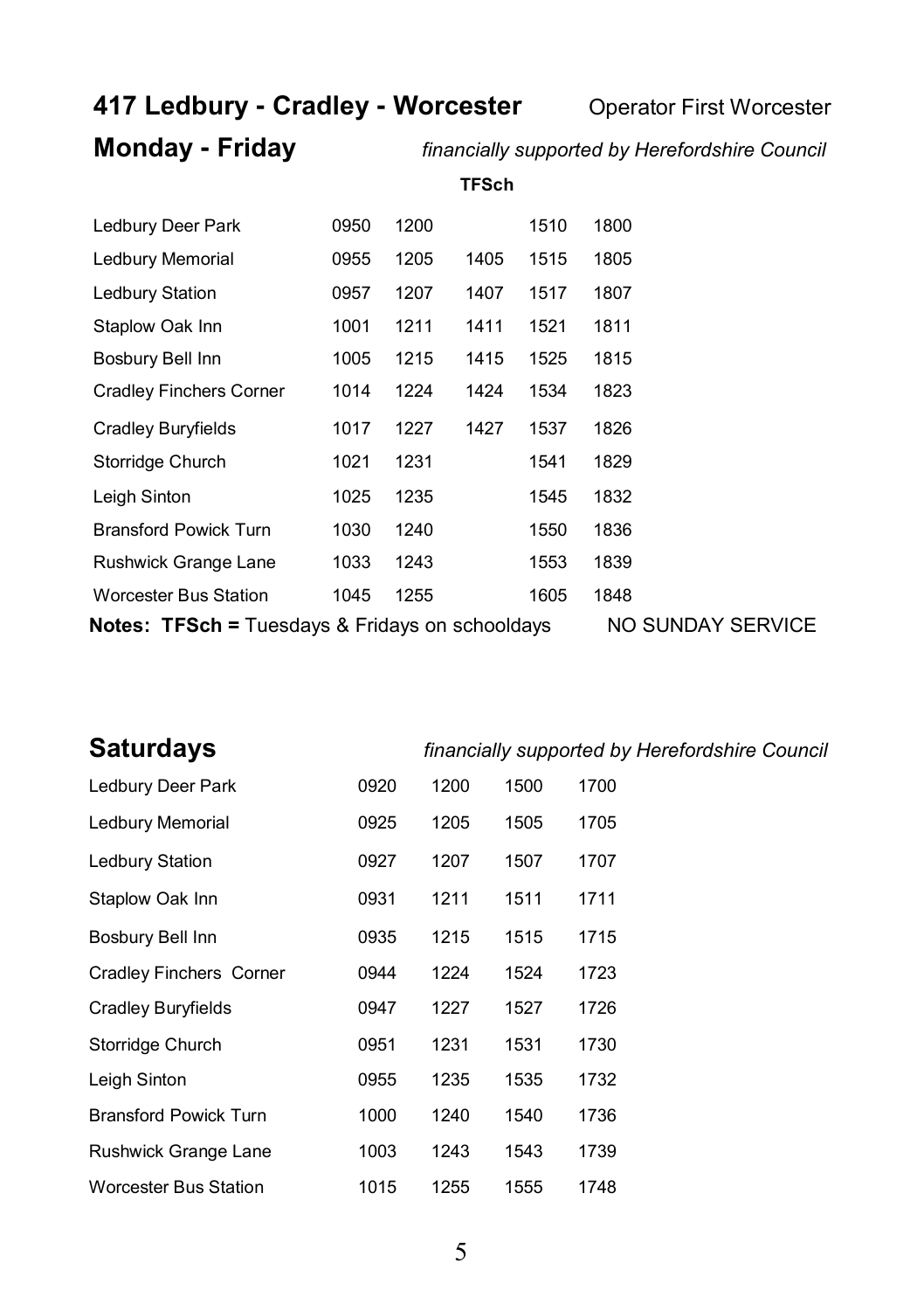## 417 Ledbury - Cradley - Worcester

Operator First Worcester

### Monday - Friday

*financially supported by Herefordshire Council*

| | | | TFSch | | |
|---|---|---|---|---|---|
| Ledbury Deer Park | 0950 | 1200 | | 1510 | 1800 |
| Ledbury Memorial | 0955 | 1205 | 1405 | 1515 | 1805 |
| Ledbury Station | 0957 | 1207 | 1407 | 1517 | 1807 |
| Staplow Oak Inn | 1001 | 1211 | 1411 | 1521 | 1811 |
| Bosbury Bell Inn | 1005 | 1215 | 1415 | 1525 | 1815 |
| Cradley Finchers Corner | 1014 | 1224 | 1424 | 1534 | 1823 |
| Cradley Buryfields | 1017 | 1227 | 1427 | 1537 | 1826 |
| Storridge Church | 1021 | 1231 | | 1541 | 1829 |
| Leigh Sinton | 1025 | 1235 | | 1545 | 1832 |
| Bransford Powick Turn | 1030 | 1240 | | 1550 | 1836 |
| Rushwick Grange Lane | 1033 | 1243 | | 1553 | 1839 |
| Worcester Bus Station | 1045 | 1255 | | 1605 | 1848 |

**Notes: TFSch =** Tuesdays & Fridays on schooldays NO SUNDAY SERVICE

### Saturdays

*financially supported by Herefordshire Council*

| | | | | |
|---|---|---|---|---|
| Ledbury Deer Park | 0920 | 1200 | 1500 | 1700 |
| Ledbury Memorial | 0925 | 1205 | 1505 | 1705 |
| Ledbury Station | 0927 | 1207 | 1507 | 1707 |
| Staplow Oak Inn | 0931 | 1211 | 1511 | 1711 |
| Bosbury Bell Inn | 0935 | 1215 | 1515 | 1715 |
| Cradley Finchers Corner | 0944 | 1224 | 1524 | 1723 |
| Cradley Buryfields | 0947 | 1227 | 1527 | 1726 |
| Storridge Church | 0951 | 1231 | 1531 | 1730 |
| Leigh Sinton | 0955 | 1235 | 1535 | 1732 |
| Bransford Powick Turn | 1000 | 1240 | 1540 | 1736 |
| Rushwick Grange Lane | 1003 | 1243 | 1543 | 1739 |
| Worcester Bus Station | 1015 | 1255 | 1555 | 1748 |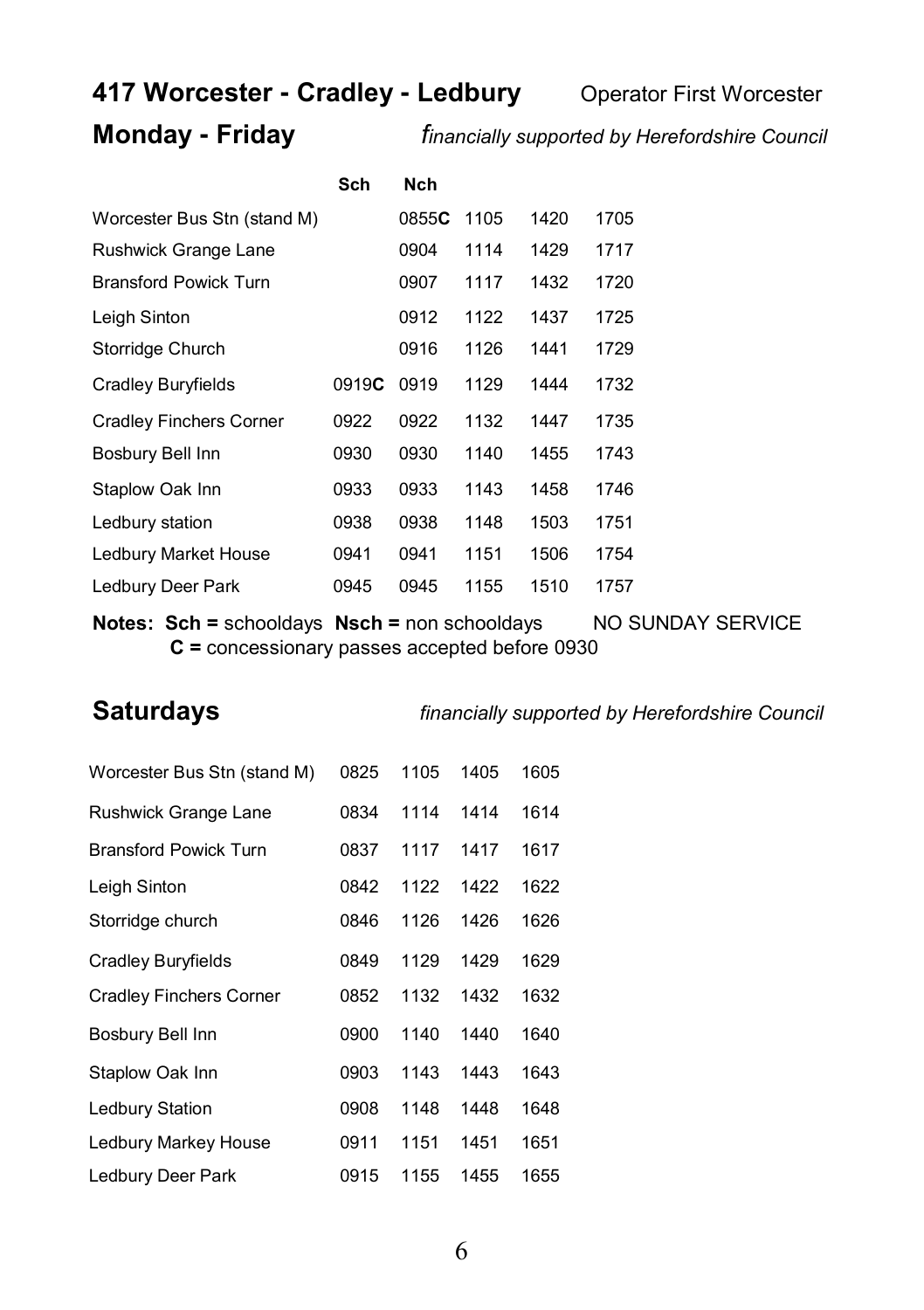## 417 Worcester - Cradley - Ledbury

Operator First Worcester

### Monday - Friday

*financially supported by Herefordshire Council*

| | Sch | Nch | | | |
|---|---|---|---|---|---|
| Worcester Bus Stn (stand M) | | 0855**C** | 1105 | 1420 | 1705 |
| Rushwick Grange Lane | | 0904 | 1114 | 1429 | 1717 |
| Bransford Powick Turn | | 0907 | 1117 | 1432 | 1720 |
| Leigh Sinton | | 0912 | 1122 | 1437 | 1725 |
| Storridge Church | | 0916 | 1126 | 1441 | 1729 |
| Cradley Buryfields | 0919**C** | 0919 | 1129 | 1444 | 1732 |
| Cradley Finchers Corner | 0922 | 0922 | 1132 | 1447 | 1735 |
| Bosbury Bell Inn | 0930 | 0930 | 1140 | 1455 | 1743 |
| Staplow Oak Inn | 0933 | 0933 | 1143 | 1458 | 1746 |
| Ledbury station | 0938 | 0938 | 1148 | 1503 | 1751 |
| Ledbury Market House | 0941 | 0941 | 1151 | 1506 | 1754 |
| Ledbury Deer Park | 0945 | 0945 | 1155 | 1510 | 1757 |

**Notes: Sch =** schooldays **Nsch =** non schooldays NO SUNDAY SERVICE
**C =** concessionary passes accepted before 0930

### Saturdays

*financially supported by Herefordshire Council*

| | | | | |
|---|---|---|---|---|
| Worcester Bus Stn (stand M) | 0825 | 1105 | 1405 | 1605 |
| Rushwick Grange Lane | 0834 | 1114 | 1414 | 1614 |
| Bransford Powick Turn | 0837 | 1117 | 1417 | 1617 |
| Leigh Sinton | 0842 | 1122 | 1422 | 1622 |
| Storridge church | 0846 | 1126 | 1426 | 1626 |
| Cradley Buryfields | 0849 | 1129 | 1429 | 1629 |
| Cradley Finchers Corner | 0852 | 1132 | 1432 | 1632 |
| Bosbury Bell Inn | 0900 | 1140 | 1440 | 1640 |
| Staplow Oak Inn | 0903 | 1143 | 1443 | 1643 |
| Ledbury Station | 0908 | 1148 | 1448 | 1648 |
| Ledbury Markey House | 0911 | 1151 | 1451 | 1651 |
| Ledbury Deer Park | 0915 | 1155 | 1455 | 1655 |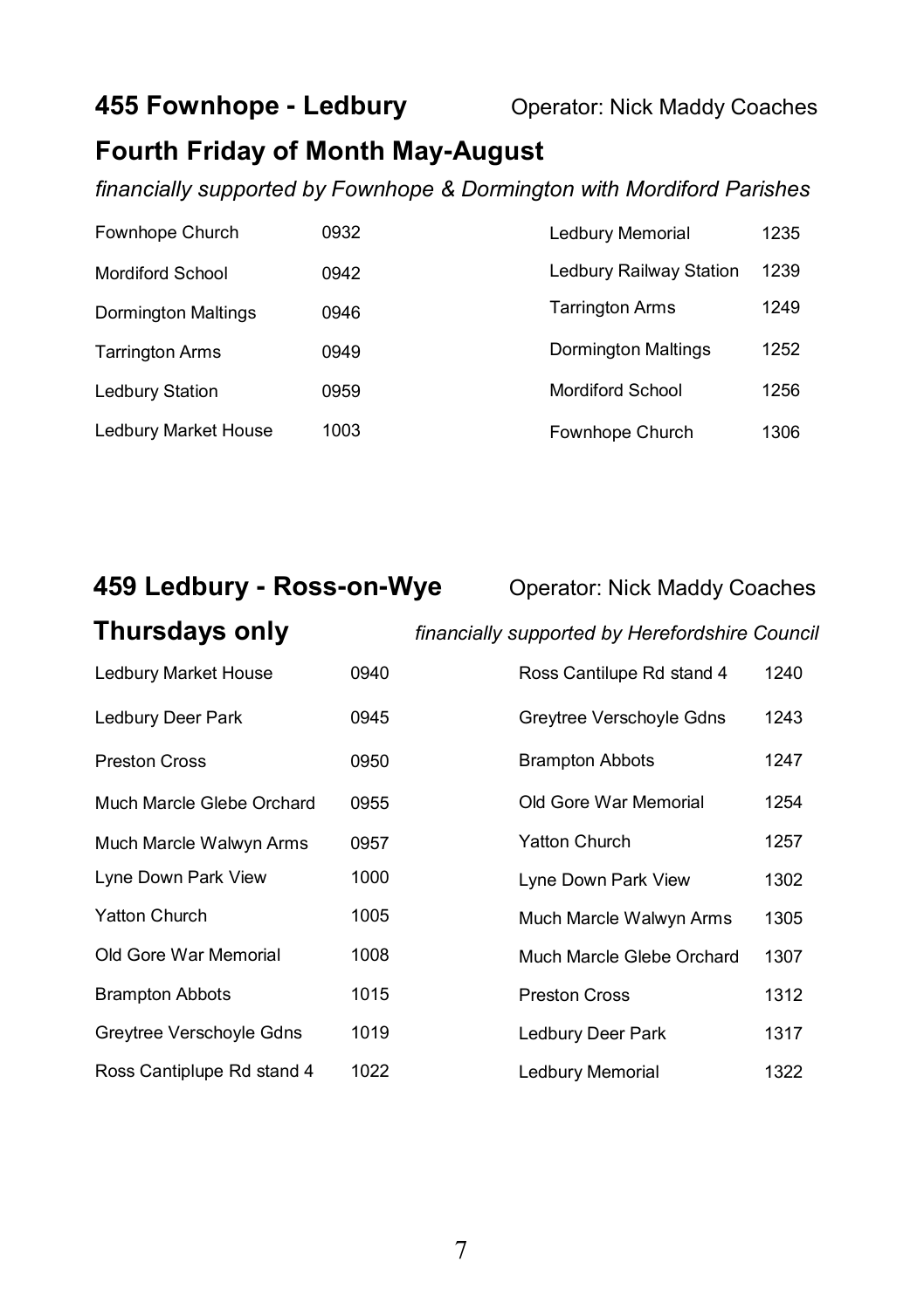## 455 Fownhope - Ledbury

Operator: Nick Maddy Coaches

## Fourth Friday of Month May-August

*financially supported by Fownhope & Dormington with Mordiford Parishes*

| | | | |
|---|---|---|---|
| Fownhope Church | 0932 | Ledbury Memorial | 1235 |
| Mordiford School | 0942 | Ledbury Railway Station | 1239 |
| Dormington Maltings | 0946 | Tarrington Arms | 1249 |
| Tarrington Arms | 0949 | Dormington Maltings | 1252 |
| Ledbury Station | 0959 | Mordiford School | 1256 |
| Ledbury Market House | 1003 | Fownhope Church | 1306 |

## 459 Ledbury - Ross-on-Wye

Operator: Nick Maddy Coaches

## Thursdays only

*financially supported by Herefordshire Council*

| | | | |
|---|---|---|---|
| Ledbury Market House | 0940 | Ross Cantilupe Rd stand 4 | 1240 |
| Ledbury Deer Park | 0945 | Greytree Verschoyle Gdns | 1243 |
| Preston Cross | 0950 | Brampton Abbots | 1247 |
| Much Marcle Glebe Orchard | 0955 | Old Gore War Memorial | 1254 |
| Much Marcle Walwyn Arms | 0957 | Yatton Church | 1257 |
| Lyne Down Park View | 1000 | Lyne Down Park View | 1302 |
| Yatton Church | 1005 | Much Marcle Walwyn Arms | 1305 |
| Old Gore War Memorial | 1008 | Much Marcle Glebe Orchard | 1307 |
| Brampton Abbots | 1015 | Preston Cross | 1312 |
| Greytree Verschoyle Gdns | 1019 | Ledbury Deer Park | 1317 |
| Ross Cantiplupe Rd stand 4 | 1022 | Ledbury Memorial | 1322 |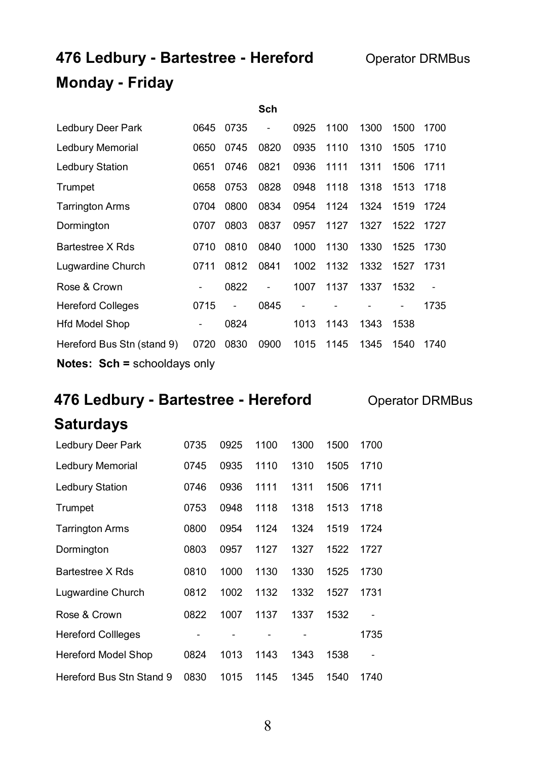# 476 Ledbury - Bartestree - Hereford

Operator DRMBus

## Monday - Friday

| | | | Sch | | | | | |
|---|---|---|---|---|---|---|---|---|
| Ledbury Deer Park | 0645 | 0735 | - | 0925 | 1100 | 1300 | 1500 | 1700 |
| Ledbury Memorial | 0650 | 0745 | 0820 | 0935 | 1110 | 1310 | 1505 | 1710 |
| Ledbury Station | 0651 | 0746 | 0821 | 0936 | 1111 | 1311 | 1506 | 1711 |
| Trumpet | 0658 | 0753 | 0828 | 0948 | 1118 | 1318 | 1513 | 1718 |
| Tarrington Arms | 0704 | 0800 | 0834 | 0954 | 1124 | 1324 | 1519 | 1724 |
| Dormington | 0707 | 0803 | 0837 | 0957 | 1127 | 1327 | 1522 | 1727 |
| Bartestree X Rds | 0710 | 0810 | 0840 | 1000 | 1130 | 1330 | 1525 | 1730 |
| Lugwardine Church | 0711 | 0812 | 0841 | 1002 | 1132 | 1332 | 1527 | 1731 |
| Rose & Crown | - | 0822 | - | 1007 | 1137 | 1337 | 1532 | - |
| Hereford Colleges | 0715 | - | 0845 | - | - | - | - | 1735 |
| Hfd Model Shop | - | 0824 | | 1013 | 1143 | 1343 | 1538 | |
| Hereford Bus Stn (stand 9) | 0720 | 0830 | 0900 | 1015 | 1145 | 1345 | 1540 | 1740 |

**Notes: Sch =** schooldays only

# 476 Ledbury - Bartestree - Hereford

Operator DRMBus

## Saturdays

| | | | | | | |
|---|---|---|---|---|---|---|
| Ledbury Deer Park | 0735 | 0925 | 1100 | 1300 | 1500 | 1700 |
| Ledbury Memorial | 0745 | 0935 | 1110 | 1310 | 1505 | 1710 |
| Ledbury Station | 0746 | 0936 | 1111 | 1311 | 1506 | 1711 |
| Trumpet | 0753 | 0948 | 1118 | 1318 | 1513 | 1718 |
| Tarrington Arms | 0800 | 0954 | 1124 | 1324 | 1519 | 1724 |
| Dormington | 0803 | 0957 | 1127 | 1327 | 1522 | 1727 |
| Bartestree X Rds | 0810 | 1000 | 1130 | 1330 | 1525 | 1730 |
| Lugwardine Church | 0812 | 1002 | 1132 | 1332 | 1527 | 1731 |
| Rose & Crown | 0822 | 1007 | 1137 | 1337 | 1532 | - |
| Hereford Collleges | - | - | - | - | | 1735 |
| Hereford Model Shop | 0824 | 1013 | 1143 | 1343 | 1538 | - |
| Hereford Bus Stn Stand 9 | 0830 | 1015 | 1145 | 1345 | 1540 | 1740 |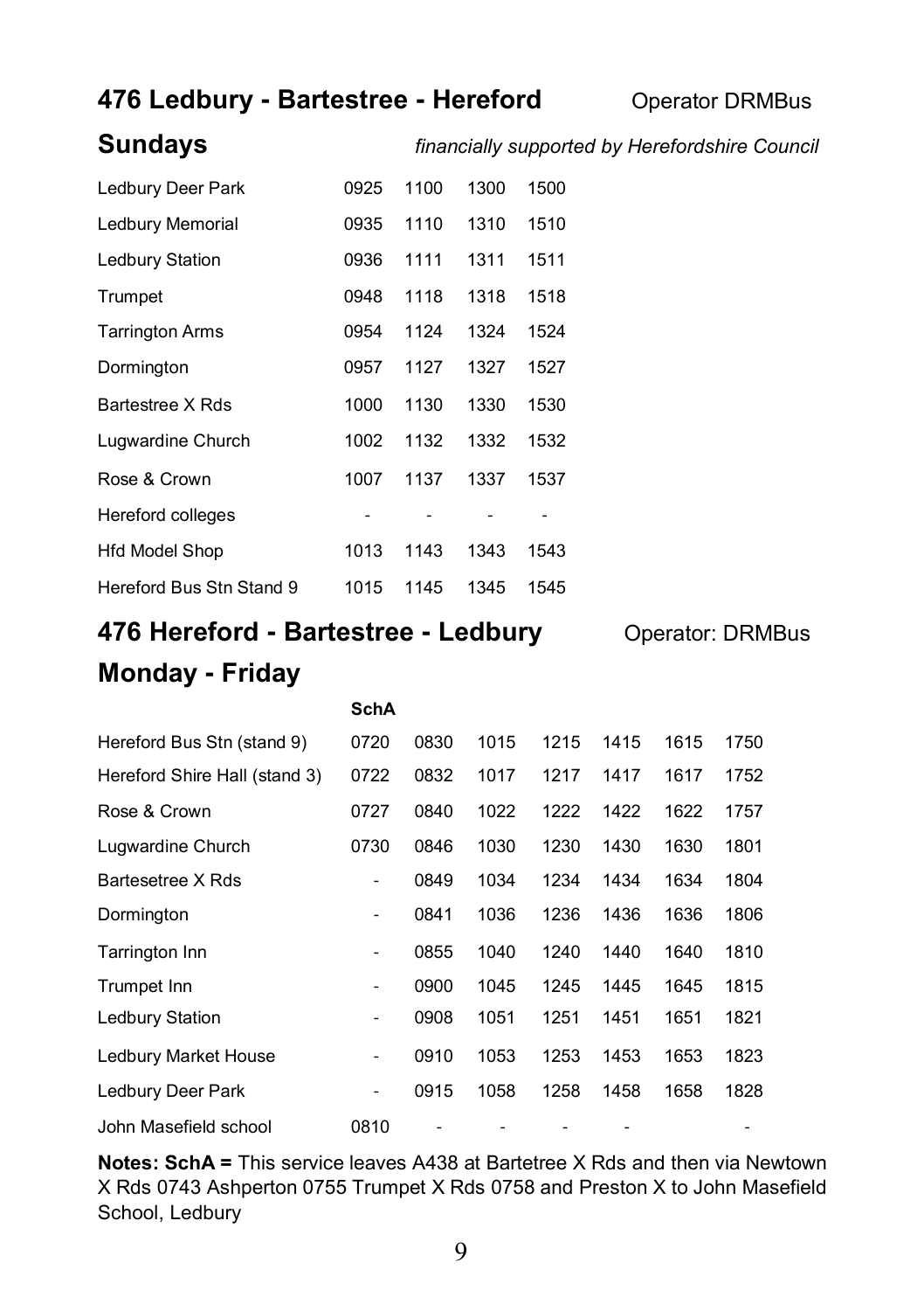## 476 Ledbury - Bartestree - Hereford

Operator DRMBus

## Sundays

*financially supported by Herefordshire Council*

| | | | | |
|---|---|---|---|---|
| Ledbury Deer Park | 0925 | 1100 | 1300 | 1500 |
| Ledbury Memorial | 0935 | 1110 | 1310 | 1510 |
| Ledbury Station | 0936 | 1111 | 1311 | 1511 |
| Trumpet | 0948 | 1118 | 1318 | 1518 |
| Tarrington Arms | 0954 | 1124 | 1324 | 1524 |
| Dormington | 0957 | 1127 | 1327 | 1527 |
| Bartestree X Rds | 1000 | 1130 | 1330 | 1530 |
| Lugwardine Church | 1002 | 1132 | 1332 | 1532 |
| Rose & Crown | 1007 | 1137 | 1337 | 1537 |
| Hereford colleges | - | - | - | - |
| Hfd Model Shop | 1013 | 1143 | 1343 | 1543 |
| Hereford Bus Stn Stand 9 | 1015 | 1145 | 1345 | 1545 |

## 476 Hereford - Bartestree - Ledbury

Operator: DRMBus

## Monday - Friday

| | SchA | | | | | | |
|---|---|---|---|---|---|---|---|
| Hereford Bus Stn (stand 9) | 0720 | 0830 | 1015 | 1215 | 1415 | 1615 | 1750 |
| Hereford Shire Hall (stand 3) | 0722 | 0832 | 1017 | 1217 | 1417 | 1617 | 1752 |
| Rose & Crown | 0727 | 0840 | 1022 | 1222 | 1422 | 1622 | 1757 |
| Lugwardine Church | 0730 | 0846 | 1030 | 1230 | 1430 | 1630 | 1801 |
| Bartesetree X Rds | - | 0849 | 1034 | 1234 | 1434 | 1634 | 1804 |
| Dormington | - | 0841 | 1036 | 1236 | 1436 | 1636 | 1806 |
| Tarrington Inn | - | 0855 | 1040 | 1240 | 1440 | 1640 | 1810 |
| Trumpet Inn | - | 0900 | 1045 | 1245 | 1445 | 1645 | 1815 |
| Ledbury Station | - | 0908 | 1051 | 1251 | 1451 | 1651 | 1821 |
| Ledbury Market House | - | 0910 | 1053 | 1253 | 1453 | 1653 | 1823 |
| Ledbury Deer Park | - | 0915 | 1058 | 1258 | 1458 | 1658 | 1828 |
| John Masefield school | 0810 | - | - | - | - | | - |

**Notes: SchA =** This service leaves A438 at Bartetree X Rds and then via Newtown X Rds 0743 Ashperton 0755 Trumpet X Rds 0758 and Preston X to John Masefield School, Ledbury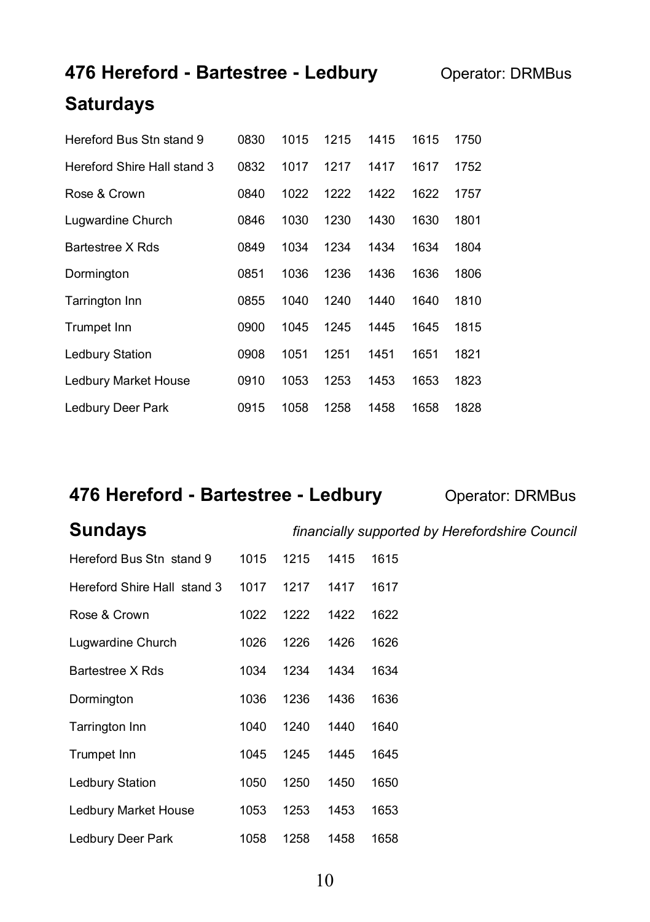## 476 Hereford - Bartestree - Ledbury

Operator: DRMBus

### Saturdays

| | | | | | | |
|---|---|---|---|---|---|---|
| Hereford Bus Stn stand 9 | 0830 | 1015 | 1215 | 1415 | 1615 | 1750 |
| Hereford Shire Hall stand 3 | 0832 | 1017 | 1217 | 1417 | 1617 | 1752 |
| Rose & Crown | 0840 | 1022 | 1222 | 1422 | 1622 | 1757 |
| Lugwardine Church | 0846 | 1030 | 1230 | 1430 | 1630 | 1801 |
| Bartestree X Rds | 0849 | 1034 | 1234 | 1434 | 1634 | 1804 |
| Dormington | 0851 | 1036 | 1236 | 1436 | 1636 | 1806 |
| Tarrington Inn | 0855 | 1040 | 1240 | 1440 | 1640 | 1810 |
| Trumpet Inn | 0900 | 1045 | 1245 | 1445 | 1645 | 1815 |
| Ledbury Station | 0908 | 1051 | 1251 | 1451 | 1651 | 1821 |
| Ledbury Market House | 0910 | 1053 | 1253 | 1453 | 1653 | 1823 |
| Ledbury Deer Park | 0915 | 1058 | 1258 | 1458 | 1658 | 1828 |

## 476 Hereford - Bartestree - Ledbury

Operator: DRMBus

### Sundays

*financially supported by Herefordshire Council*

| | | | | |
|---|---|---|---|---|
| Hereford Bus Stn stand 9 | 1015 | 1215 | 1415 | 1615 |
| Hereford Shire Hall stand 3 | 1017 | 1217 | 1417 | 1617 |
| Rose & Crown | 1022 | 1222 | 1422 | 1622 |
| Lugwardine Church | 1026 | 1226 | 1426 | 1626 |
| Bartestree X Rds | 1034 | 1234 | 1434 | 1634 |
| Dormington | 1036 | 1236 | 1436 | 1636 |
| Tarrington Inn | 1040 | 1240 | 1440 | 1640 |
| Trumpet Inn | 1045 | 1245 | 1445 | 1645 |
| Ledbury Station | 1050 | 1250 | 1450 | 1650 |
| Ledbury Market House | 1053 | 1253 | 1453 | 1653 |
| Ledbury Deer Park | 1058 | 1258 | 1458 | 1658 |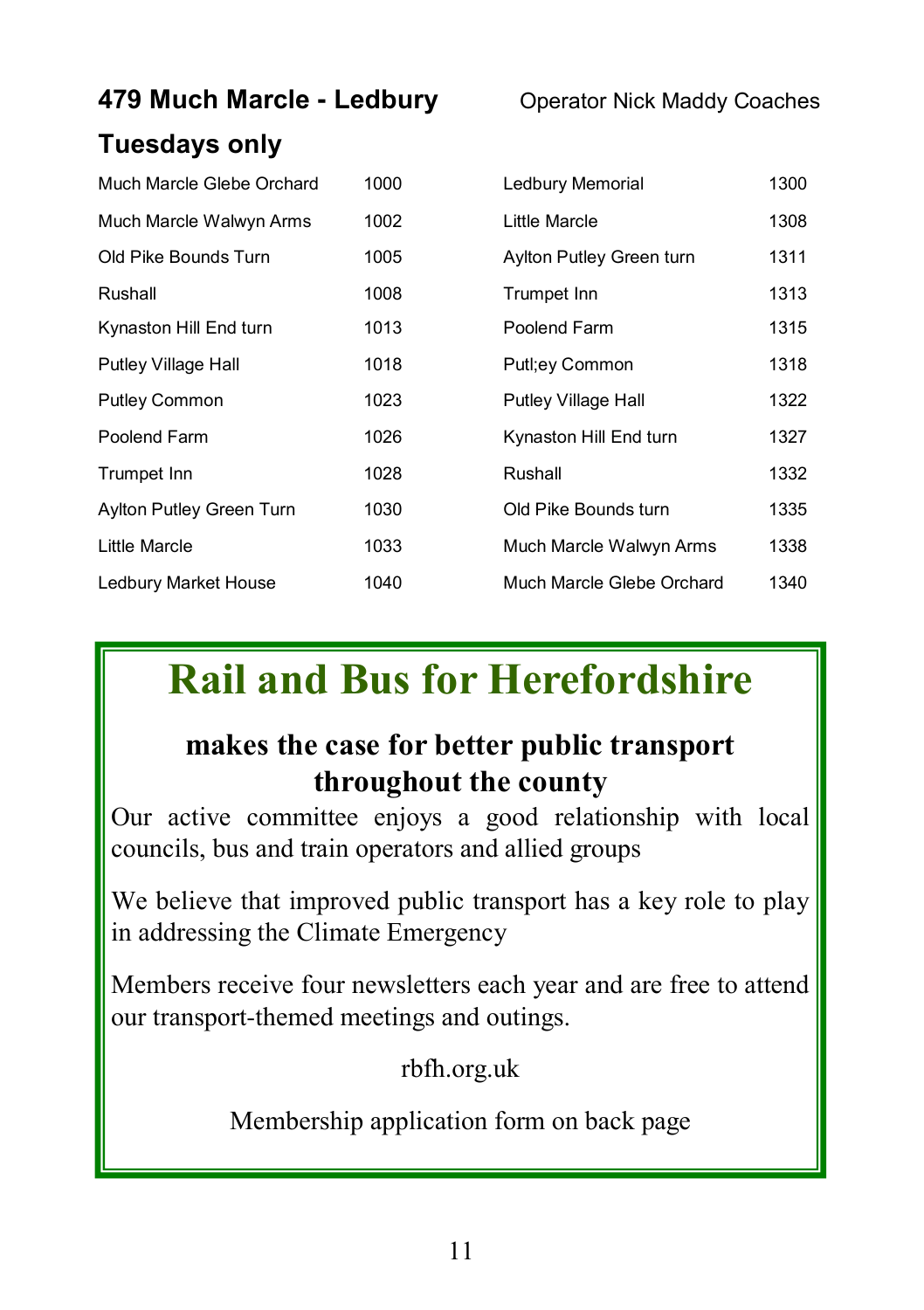## 479 Much Marcle - Ledbury

Operator Nick Maddy Coaches

### Tuesdays only

| Stop | Time | Stop | Time |
|---|---|---|---|
| Much Marcle Glebe Orchard | 1000 | Ledbury Memorial | 1300 |
| Much Marcle Walwyn Arms | 1002 | Little Marcle | 1308 |
| Old Pike Bounds Turn | 1005 | Aylton Putley Green turn | 1311 |
| Rushall | 1008 | Trumpet Inn | 1313 |
| Kynaston Hill End turn | 1013 | Poolend Farm | 1315 |
| Putley Village Hall | 1018 | Putl;ey Common | 1318 |
| Putley Common | 1023 | Putley Village Hall | 1322 |
| Poolend Farm | 1026 | Kynaston Hill End turn | 1327 |
| Trumpet Inn | 1028 | Rushall | 1332 |
| Aylton Putley Green Turn | 1030 | Old Pike Bounds turn | 1335 |
| Little Marcle | 1033 | Much Marcle Walwyn Arms | 1338 |
| Ledbury Market House | 1040 | Much Marcle Glebe Orchard | 1340 |

# Rail and Bus for Herefordshire

**makes the case for better public transport throughout the county**

Our active committee enjoys a good relationship with local councils, bus and train operators and allied groups

We believe that improved public transport has a key role to play in addressing the Climate Emergency

Members receive four newsletters each year and are free to attend our transport-themed meetings and outings.

rbfh.org.uk

Membership application form on back page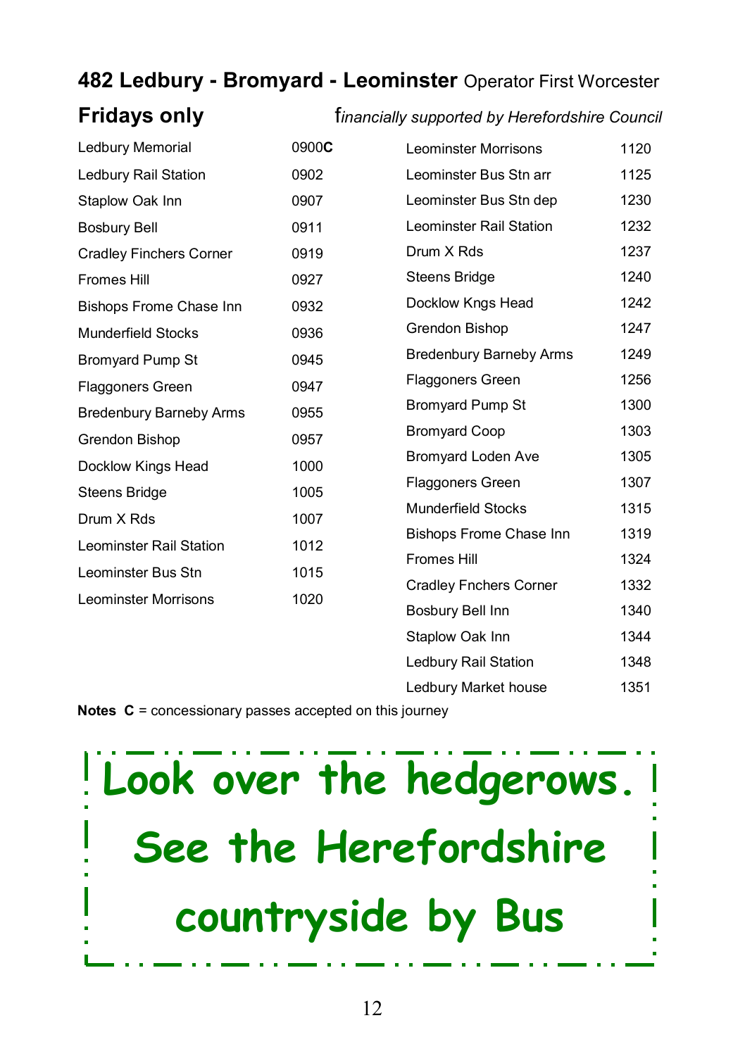## 482 Ledbury - Bromyard - Leominster Operator First Worcester

## Fridays only

*financially supported by Herefordshire Council*

| Stop | Time |
|---|---|
| Ledbury Memorial | 0900**C** |
| Ledbury Rail Station | 0902 |
| Staplow Oak Inn | 0907 |
| Bosbury Bell | 0911 |
| Cradley Finchers Corner | 0919 |
| Fromes Hill | 0927 |
| Bishops Frome Chase Inn | 0932 |
| Munderfield Stocks | 0936 |
| Bromyard Pump St | 0945 |
| Flaggoners Green | 0947 |
| Bredenbury Barneby Arms | 0955 |
| Grendon Bishop | 0957 |
| Docklow Kings Head | 1000 |
| Steens Bridge | 1005 |
| Drum X Rds | 1007 |
| Leominster Rail Station | 1012 |
| Leominster Bus Stn | 1015 |
| Leominster Morrisons | 1020 |

| Stop | Time |
|---|---|
| Leominster Morrisons | 1120 |
| Leominster Bus Stn arr | 1125 |
| Leominster Bus Stn dep | 1230 |
| Leominster Rail Station | 1232 |
| Drum X Rds | 1237 |
| Steens Bridge | 1240 |
| Docklow Kngs Head | 1242 |
| Grendon Bishop | 1247 |
| Bredenbury Barneby Arms | 1249 |
| Flaggoners Green | 1256 |
| Bromyard Pump St | 1300 |
| Bromyard Coop | 1303 |
| Bromyard Loden Ave | 1305 |
| Flaggoners Green | 1307 |
| Munderfield Stocks | 1315 |
| Bishops Frome Chase Inn | 1319 |
| Fromes Hill | 1324 |
| Cradley Fnchers Corner | 1332 |
| Bosbury Bell Inn | 1340 |
| Staplow Oak Inn | 1344 |
| Ledbury Rail Station | 1348 |
| Ledbury Market house | 1351 |

**Notes C** = concessionary passes accepted on this journey

**Look over the hedgerows.**

**See the Herefordshire**

**countryside by Bus**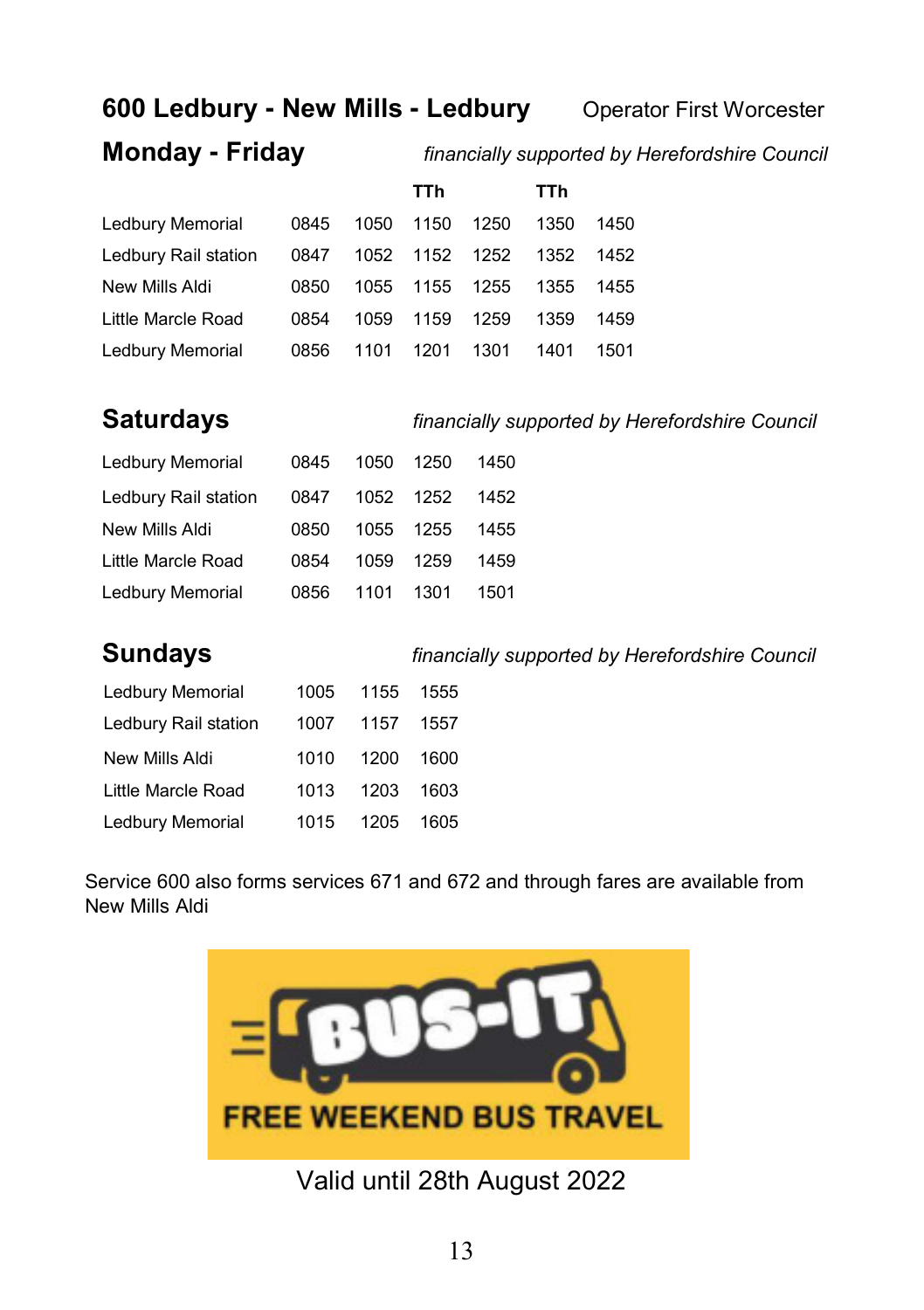## 600 Ledbury - New Mills - Ledbury

Operator First Worcester

### Monday - Friday

*financially supported by Herefordshire Council*

| | | | TTh | | TTh | |
|---|---|---|---|---|---|---|
| Ledbury Memorial | 0845 | 1050 | 1150 | 1250 | 1350 | 1450 |
| Ledbury Rail station | 0847 | 1052 | 1152 | 1252 | 1352 | 1452 |
| New Mills Aldi | 0850 | 1055 | 1155 | 1255 | 1355 | 1455 |
| Little Marcle Road | 0854 | 1059 | 1159 | 1259 | 1359 | 1459 |
| Ledbury Memorial | 0856 | 1101 | 1201 | 1301 | 1401 | 1501 |

### Saturdays

*financially supported by Herefordshire Council*

| | | | | |
|---|---|---|---|---|
| Ledbury Memorial | 0845 | 1050 | 1250 | 1450 |
| Ledbury Rail station | 0847 | 1052 | 1252 | 1452 |
| New Mills Aldi | 0850 | 1055 | 1255 | 1455 |
| Little Marcle Road | 0854 | 1059 | 1259 | 1459 |
| Ledbury Memorial | 0856 | 1101 | 1301 | 1501 |

### Sundays

*financially supported by Herefordshire Council*

| | | | |
|---|---|---|---|
| Ledbury Memorial | 1005 | 1155 | 1555 |
| Ledbury Rail station | 1007 | 1157 | 1557 |
| New Mills Aldi | 1010 | 1200 | 1600 |
| Little Marcle Road | 1013 | 1203 | 1603 |
| Ledbury Memorial | 1015 | 1205 | 1605 |

Service 600 also forms services 671 and 672 and through fares are available from New Mills Aldi

BUS-IT FREE WEEKEND BUS TRAVEL

Valid until 28th August 2022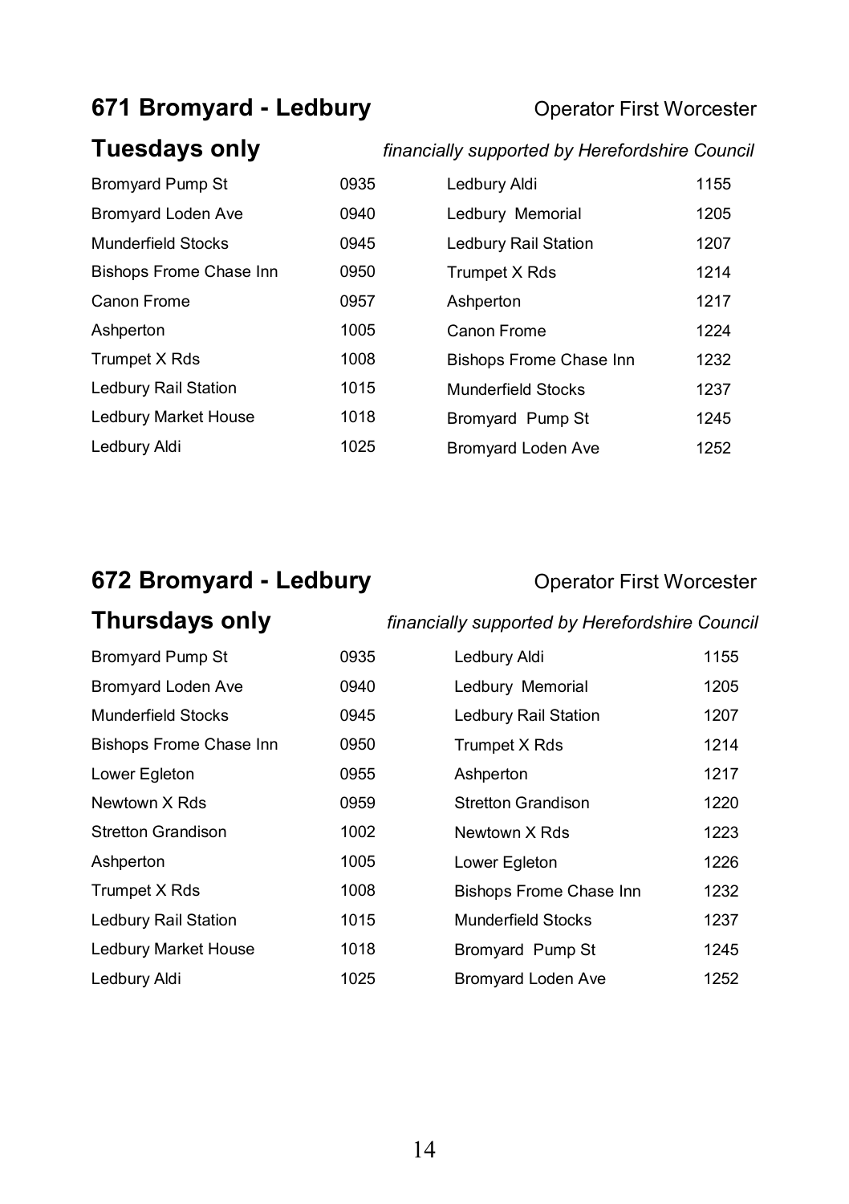## 671 Bromyard - Ledbury

Operator First Worcester

### Tuesdays only

*financially supported by Herefordshire Council*

| Stop | Time | Stop | Time |
|---|---|---|---|
| Bromyard Pump St | 0935 | Ledbury Aldi | 1155 |
| Bromyard Loden Ave | 0940 | Ledbury Memorial | 1205 |
| Munderfield Stocks | 0945 | Ledbury Rail Station | 1207 |
| Bishops Frome Chase Inn | 0950 | Trumpet X Rds | 1214 |
| Canon Frome | 0957 | Ashperton | 1217 |
| Ashperton | 1005 | Canon Frome | 1224 |
| Trumpet X Rds | 1008 | Bishops Frome Chase Inn | 1232 |
| Ledbury Rail Station | 1015 | Munderfield Stocks | 1237 |
| Ledbury Market House | 1018 | Bromyard Pump St | 1245 |
| Ledbury Aldi | 1025 | Bromyard Loden Ave | 1252 |

## 672 Bromyard - Ledbury

Operator First Worcester

### Thursdays only

*financially supported by Herefordshire Council*

| Stop | Time | Stop | Time |
|---|---|---|---|
| Bromyard Pump St | 0935 | Ledbury Aldi | 1155 |
| Bromyard Loden Ave | 0940 | Ledbury Memorial | 1205 |
| Munderfield Stocks | 0945 | Ledbury Rail Station | 1207 |
| Bishops Frome Chase Inn | 0950 | Trumpet X Rds | 1214 |
| Lower Egleton | 0955 | Ashperton | 1217 |
| Newtown X Rds | 0959 | Stretton Grandison | 1220 |
| Stretton Grandison | 1002 | Newtown X Rds | 1223 |
| Ashperton | 1005 | Lower Egleton | 1226 |
| Trumpet X Rds | 1008 | Bishops Frome Chase Inn | 1232 |
| Ledbury Rail Station | 1015 | Munderfield Stocks | 1237 |
| Ledbury Market House | 1018 | Bromyard Pump St | 1245 |
| Ledbury Aldi | 1025 | Bromyard Loden Ave | 1252 |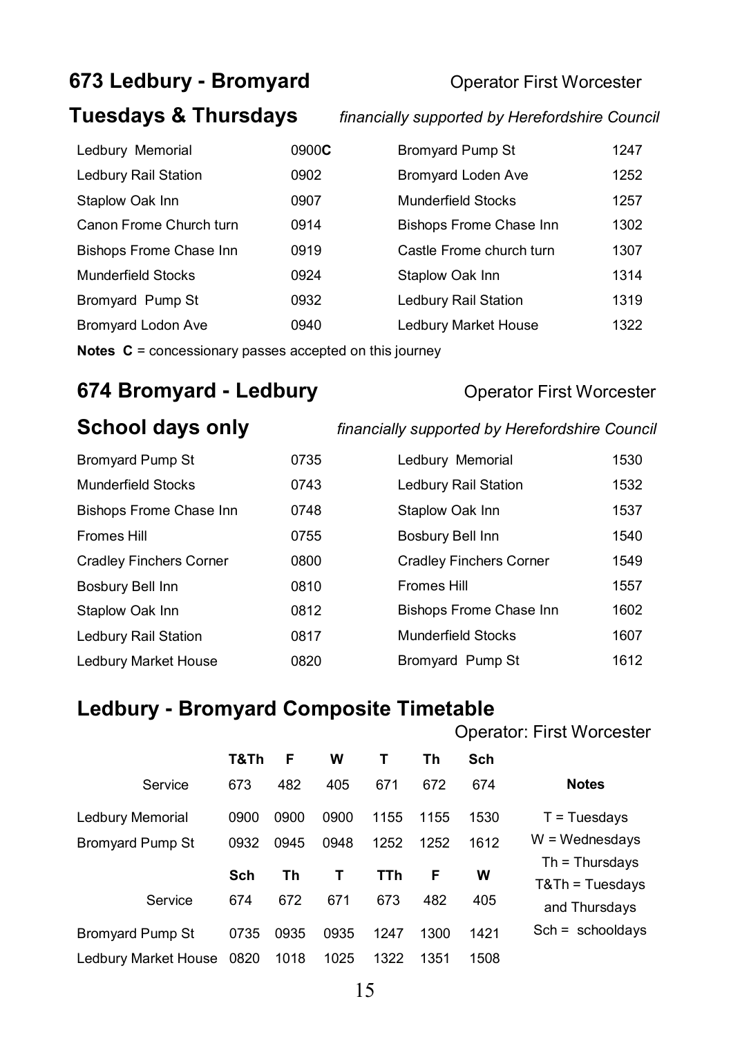## 673 Ledbury - Bromyard

Operator First Worcester

## Tuesdays & Thursdays

*financially supported by Herefordshire Council*

| | | | |
|---|---|---|---|
| Ledbury Memorial | 0900**C** | Bromyard Pump St | 1247 |
| Ledbury Rail Station | 0902 | Bromyard Loden Ave | 1252 |
| Staplow Oak Inn | 0907 | Munderfield Stocks | 1257 |
| Canon Frome Church turn | 0914 | Bishops Frome Chase Inn | 1302 |
| Bishops Frome Chase Inn | 0919 | Castle Frome church turn | 1307 |
| Munderfield Stocks | 0924 | Staplow Oak Inn | 1314 |
| Bromyard Pump St | 0932 | Ledbury Rail Station | 1319 |
| Bromyard Lodon Ave | 0940 | Ledbury Market House | 1322 |

**Notes C** = concessionary passes accepted on this journey

## 674 Bromyard - Ledbury

Operator First Worcester

## School days only

*financially supported by Herefordshire Council*

| | | | |
|---|---|---|---|
| Bromyard Pump St | 0735 | Ledbury Memorial | 1530 |
| Munderfield Stocks | 0743 | Ledbury Rail Station | 1532 |
| Bishops Frome Chase Inn | 0748 | Staplow Oak Inn | 1537 |
| Fromes Hill | 0755 | Bosbury Bell Inn | 1540 |
| Cradley Finchers Corner | 0800 | Cradley Finchers Corner | 1549 |
| Bosbury Bell Inn | 0810 | Fromes Hill | 1557 |
| Staplow Oak Inn | 0812 | Bishops Frome Chase Inn | 1602 |
| Ledbury Rail Station | 0817 | Munderfield Stocks | 1607 |
| Ledbury Market House | 0820 | Bromyard Pump St | 1612 |

## Ledbury - Bromyard Composite Timetable

Operator: First Worcester

| | T&Th | F | W | T | Th | Sch |
|---|---|---|---|---|---|---|
| Service | 673 | 482 | 405 | 671 | 672 | 674 |
| Ledbury Memorial | 0900 | 0900 | 0900 | 1155 | 1155 | 1530 |
| Bromyard Pump St | 0932 | 0945 | 0948 | 1252 | 1252 | 1612 |

| | Sch | Th | T | TTh | F | W |
|---|---|---|---|---|---|---|
| Service | 674 | 672 | 671 | 673 | 482 | 405 |
| Bromyard Pump St | 0735 | 0935 | 0935 | 1247 | 1300 | 1421 |
| Ledbury Market House | 0820 | 1018 | 1025 | 1322 | 1351 | 1508 |

**Notes**

T = Tuesdays
W = Wednesdays
Th = Thursdays
T&Th = Tuesdays and Thursdays
Sch = schooldays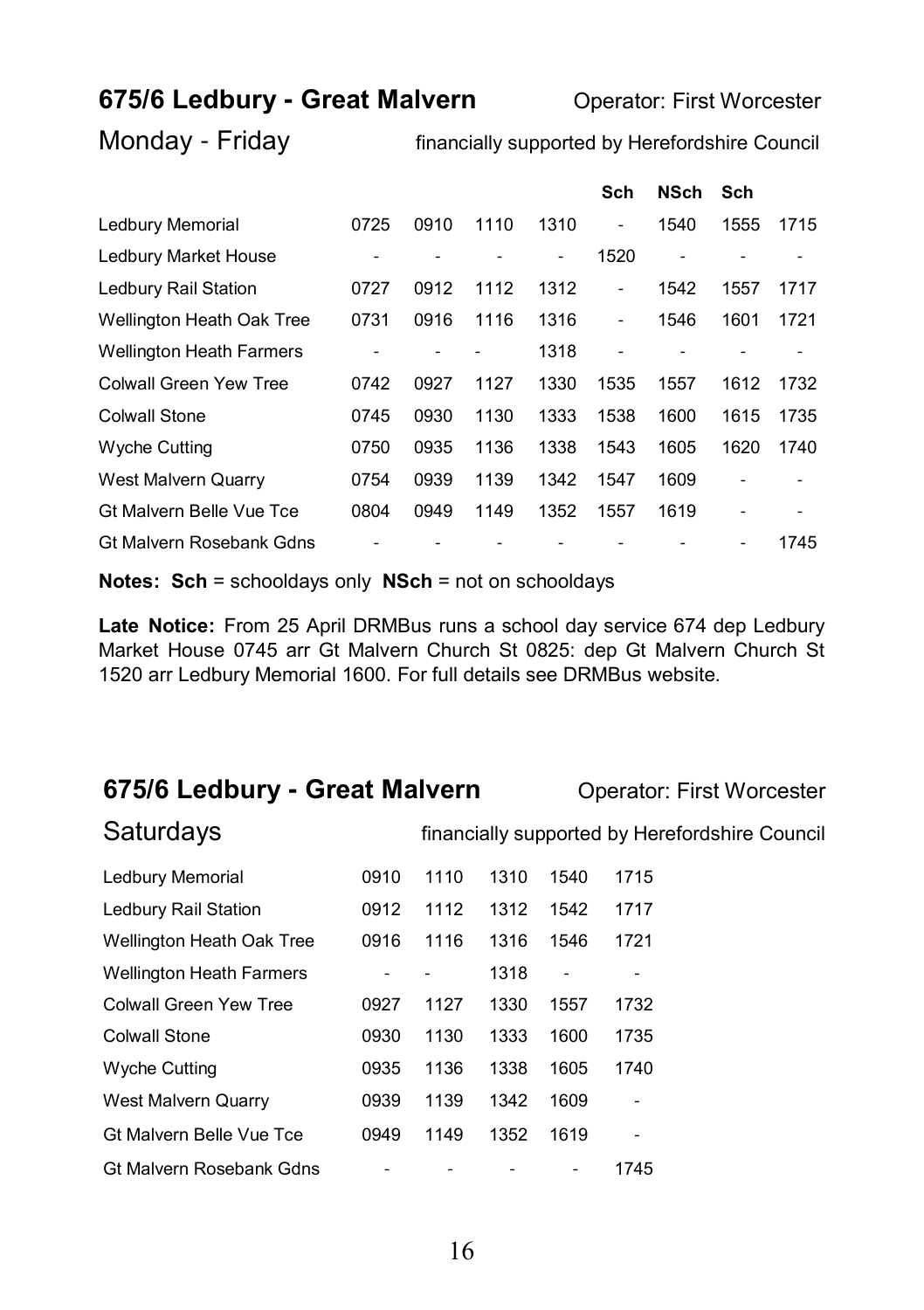## 675/6 Ledbury - Great Malvern

Operator: First Worcester

Monday - Friday

financially supported by Herefordshire Council

| | | | | | Sch | NSch | Sch | |
|---|---|---|---|---|---|---|---|---|
| Ledbury Memorial | 0725 | 0910 | 1110 | 1310 | - | 1540 | 1555 | 1715 |
| Ledbury Market House | - | - | - | - | 1520 | - | - | - |
| Ledbury Rail Station | 0727 | 0912 | 1112 | 1312 | - | 1542 | 1557 | 1717 |
| Wellington Heath Oak Tree | 0731 | 0916 | 1116 | 1316 | - | 1546 | 1601 | 1721 |
| Wellington Heath Farmers | - | - | - | 1318 | - | - | - | - |
| Colwall Green Yew Tree | 0742 | 0927 | 1127 | 1330 | 1535 | 1557 | 1612 | 1732 |
| Colwall Stone | 0745 | 0930 | 1130 | 1333 | 1538 | 1600 | 1615 | 1735 |
| Wyche Cutting | 0750 | 0935 | 1136 | 1338 | 1543 | 1605 | 1620 | 1740 |
| West Malvern Quarry | 0754 | 0939 | 1139 | 1342 | 1547 | 1609 | - | - |
| Gt Malvern Belle Vue Tce | 0804 | 0949 | 1149 | 1352 | 1557 | 1619 | - | - |
| Gt Malvern Rosebank Gdns | - | - | - | - | - | - | - | 1745 |

**Notes: Sch** = schooldays only **NSch** = not on schooldays

**Late Notice:** From 25 April DRMBus runs a school day service 674 dep Ledbury Market House 0745 arr Gt Malvern Church St 0825: dep Gt Malvern Church St 1520 arr Ledbury Memorial 1600. For full details see DRMBus website.

## 675/6 Ledbury - Great Malvern

Operator: First Worcester

Saturdays

financially supported by Herefordshire Council

| | | | | | |
|---|---|---|---|---|---|
| Ledbury Memorial | 0910 | 1110 | 1310 | 1540 | 1715 |
| Ledbury Rail Station | 0912 | 1112 | 1312 | 1542 | 1717 |
| Wellington Heath Oak Tree | 0916 | 1116 | 1316 | 1546 | 1721 |
| Wellington Heath Farmers | - | - | 1318 | - | - |
| Colwall Green Yew Tree | 0927 | 1127 | 1330 | 1557 | 1732 |
| Colwall Stone | 0930 | 1130 | 1333 | 1600 | 1735 |
| Wyche Cutting | 0935 | 1136 | 1338 | 1605 | 1740 |
| West Malvern Quarry | 0939 | 1139 | 1342 | 1609 | - |
| Gt Malvern Belle Vue Tce | 0949 | 1149 | 1352 | 1619 | - |
| Gt Malvern Rosebank Gdns | - | - | - | - | 1745 |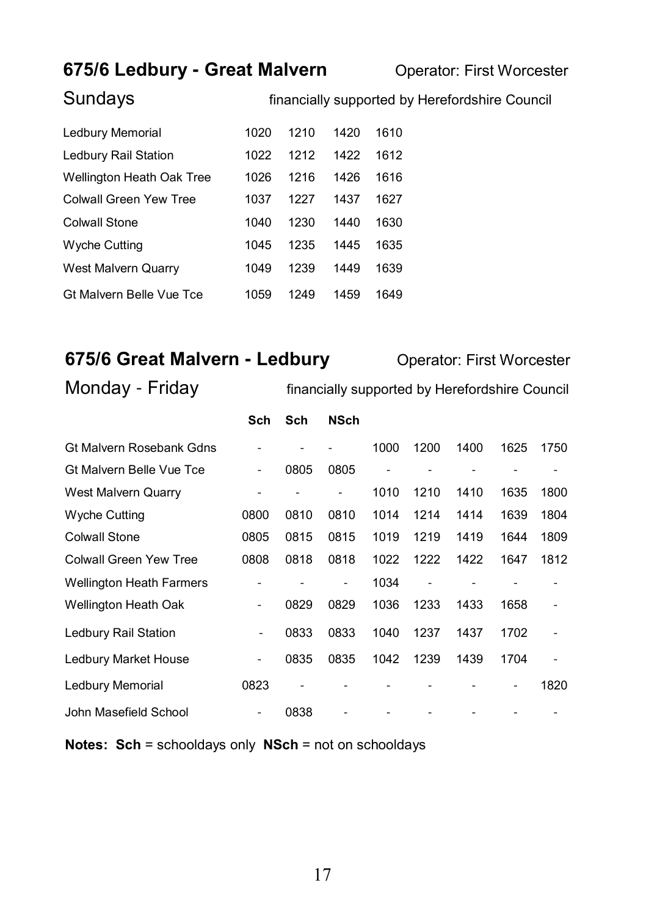## 675/6 Ledbury - Great Malvern

Operator: First Worcester

**Sundays**

financially supported by Herefordshire Council

| | | | | |
|---|---|---|---|---|
| Ledbury Memorial | 1020 | 1210 | 1420 | 1610 |
| Ledbury Rail Station | 1022 | 1212 | 1422 | 1612 |
| Wellington Heath Oak Tree | 1026 | 1216 | 1426 | 1616 |
| Colwall Green Yew Tree | 1037 | 1227 | 1437 | 1627 |
| Colwall Stone | 1040 | 1230 | 1440 | 1630 |
| Wyche Cutting | 1045 | 1235 | 1445 | 1635 |
| West Malvern Quarry | 1049 | 1239 | 1449 | 1639 |
| Gt Malvern Belle Vue Tce | 1059 | 1249 | 1459 | 1649 |

## 675/6 Great Malvern - Ledbury

Operator: First Worcester

**Monday - Friday**

financially supported by Herefordshire Council

| | Sch | Sch | NSch | | | | | |
|---|---|---|---|---|---|---|---|---|
| Gt Malvern Rosebank Gdns | - | - | - | 1000 | 1200 | 1400 | 1625 | 1750 |
| Gt Malvern Belle Vue Tce | - | 0805 | 0805 | - | - | - | - | - |
| West Malvern Quarry | - | - | - | 1010 | 1210 | 1410 | 1635 | 1800 |
| Wyche Cutting | 0800 | 0810 | 0810 | 1014 | 1214 | 1414 | 1639 | 1804 |
| Colwall Stone | 0805 | 0815 | 0815 | 1019 | 1219 | 1419 | 1644 | 1809 |
| Colwall Green Yew Tree | 0808 | 0818 | 0818 | 1022 | 1222 | 1422 | 1647 | 1812 |
| Wellington Heath Farmers | - | - | - | 1034 | - | - | - | - |
| Wellington Heath Oak | - | 0829 | 0829 | 1036 | 1233 | 1433 | 1658 | - |
| Ledbury Rail Station | - | 0833 | 0833 | 1040 | 1237 | 1437 | 1702 | - |
| Ledbury Market House | - | 0835 | 0835 | 1042 | 1239 | 1439 | 1704 | - |
| Ledbury Memorial | 0823 | - | - | - | - | - | - | 1820 |
| John Masefield School | - | 0838 | - | - | - | - | - | - |

**Notes: Sch** = schooldays only **NSch** = not on schooldays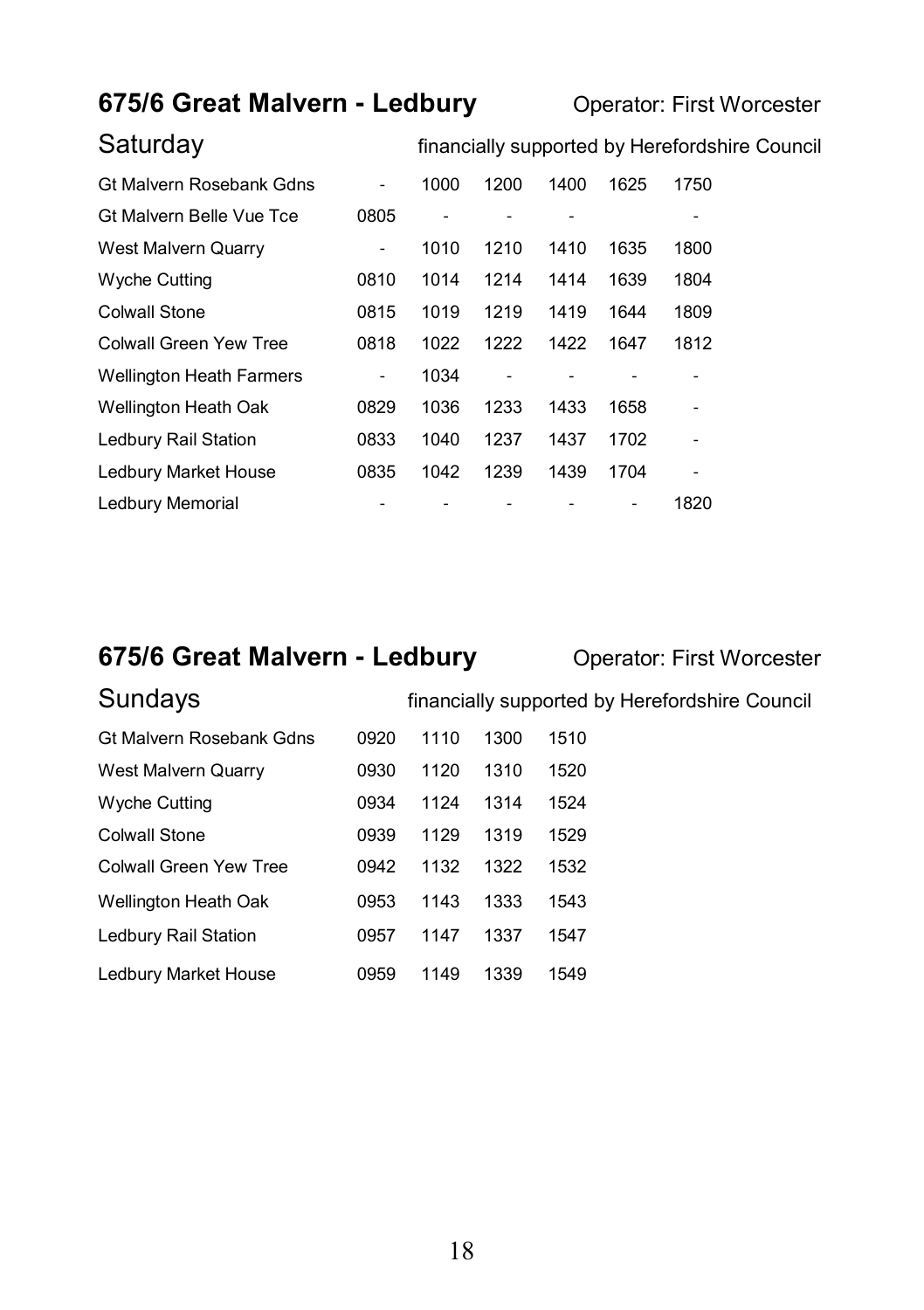## 675/6 Great Malvern - Ledbury

Operator: First Worcester

### Saturday

financially supported by Herefordshire Council

| | | | | | | |
|---|---|---|---|---|---|---|
| Gt Malvern Rosebank Gdns | - | 1000 | 1200 | 1400 | 1625 | 1750 |
| Gt Malvern Belle Vue Tce | 0805 | - | - | - | | - |
| West Malvern Quarry | - | 1010 | 1210 | 1410 | 1635 | 1800 |
| Wyche Cutting | 0810 | 1014 | 1214 | 1414 | 1639 | 1804 |
| Colwall Stone | 0815 | 1019 | 1219 | 1419 | 1644 | 1809 |
| Colwall Green Yew Tree | 0818 | 1022 | 1222 | 1422 | 1647 | 1812 |
| Wellington Heath Farmers | - | 1034 | - | - | - | - |
| Wellington Heath Oak | 0829 | 1036 | 1233 | 1433 | 1658 | - |
| Ledbury Rail Station | 0833 | 1040 | 1237 | 1437 | 1702 | - |
| Ledbury Market House | 0835 | 1042 | 1239 | 1439 | 1704 | - |
| Ledbury Memorial | - | - | - | - | - | 1820 |

## 675/6 Great Malvern - Ledbury

Operator: First Worcester

### Sundays

financially supported by Herefordshire Council

| | | | | |
|---|---|---|---|---|
| Gt Malvern Rosebank Gdns | 0920 | 1110 | 1300 | 1510 |
| West Malvern Quarry | 0930 | 1120 | 1310 | 1520 |
| Wyche Cutting | 0934 | 1124 | 1314 | 1524 |
| Colwall Stone | 0939 | 1129 | 1319 | 1529 |
| Colwall Green Yew Tree | 0942 | 1132 | 1322 | 1532 |
| Wellington Heath Oak | 0953 | 1143 | 1333 | 1543 |
| Ledbury Rail Station | 0957 | 1147 | 1337 | 1547 |
| Ledbury Market House | 0959 | 1149 | 1339 | 1549 |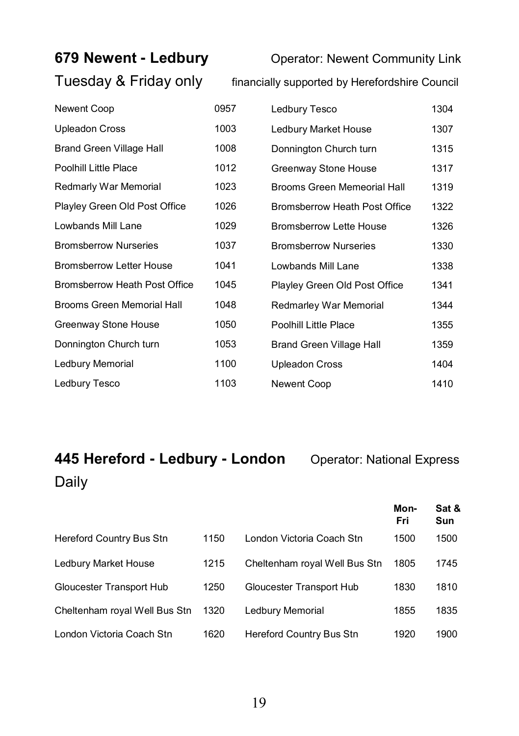## 679 Newent - Ledbury

Operator: Newent Community Link

Tuesday & Friday only

financially supported by Herefordshire Council

| | | | |
|---|---|---|---|
| Newent Coop | 0957 | Ledbury Tesco | 1304 |
| Upleadon Cross | 1003 | Ledbury Market House | 1307 |
| Brand Green Village Hall | 1008 | Donnington Church turn | 1315 |
| Poolhill Little Place | 1012 | Greenway Stone House | 1317 |
| Redmarly War Memorial | 1023 | Brooms Green Memeorial Hall | 1319 |
| Playley Green Old Post Office | 1026 | Bromsberrow Heath Post Office | 1322 |
| Lowbands Mill Lane | 1029 | Bromsberrow Lette House | 1326 |
| Bromsberrow Nurseries | 1037 | Bromsberrow Nurseries | 1330 |
| Bromsberrow Letter House | 1041 | Lowbands Mill Lane | 1338 |
| Bromsberrow Heath Post Office | 1045 | Playley Green Old Post Office | 1341 |
| Brooms Green Memorial Hall | 1048 | Redmarley War Memorial | 1344 |
| Greenway Stone House | 1050 | Poolhill Little Place | 1355 |
| Donnington Church turn | 1053 | Brand Green Village Hall | 1359 |
| Ledbury Memorial | 1100 | Upleadon Cross | 1404 |
| Ledbury Tesco | 1103 | Newent Coop | 1410 |

## 445 Hereford - Ledbury - London

Operator: National Express

Daily

| | | | Mon-Fri | Sat & Sun |
|---|---|---|---|---|
| Hereford Country Bus Stn | 1150 | London Victoria Coach Stn | 1500 | 1500 |
| Ledbury Market House | 1215 | Cheltenham royal Well Bus Stn | 1805 | 1745 |
| Gloucester Transport Hub | 1250 | Gloucester Transport Hub | 1830 | 1810 |
| Cheltenham royal Well Bus Stn | 1320 | Ledbury Memorial | 1855 | 1835 |
| London Victoria Coach Stn | 1620 | Hereford Country Bus Stn | 1920 | 1900 |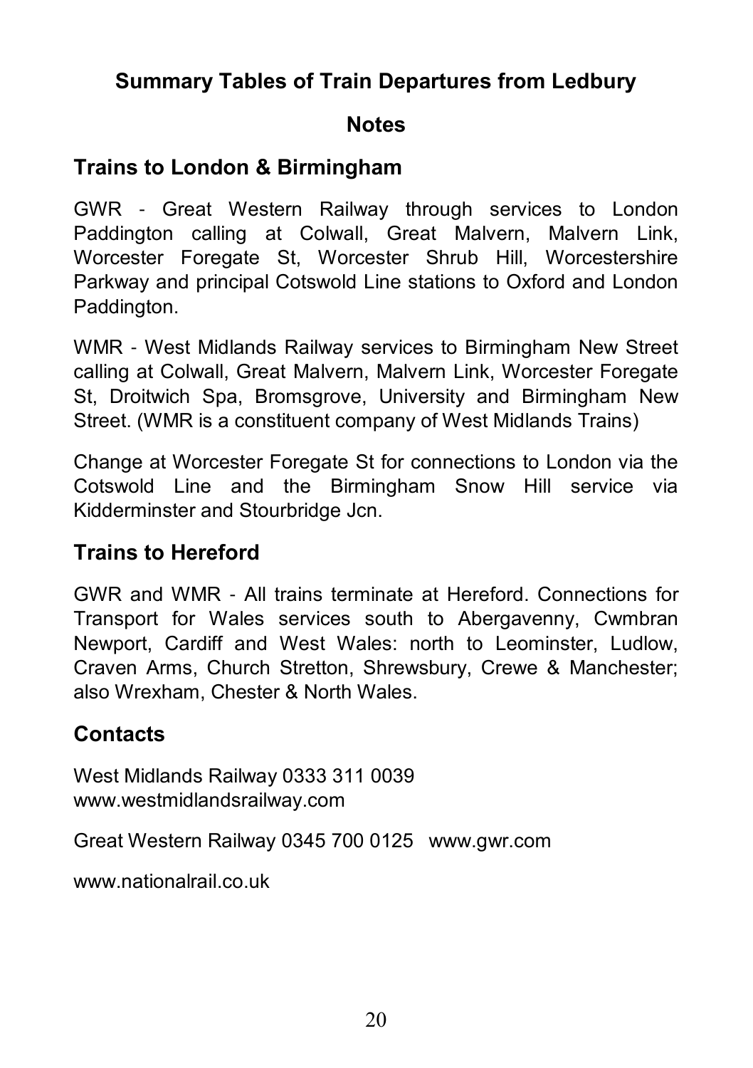# Summary Tables of Train Departures from Ledbury

## Notes

### Trains to London & Birmingham

GWR - Great Western Railway through services to London Paddington calling at Colwall, Great Malvern, Malvern Link, Worcester Foregate St, Worcester Shrub Hill, Worcestershire Parkway and principal Cotswold Line stations to Oxford and London Paddington.

WMR - West Midlands Railway services to Birmingham New Street calling at Colwall, Great Malvern, Malvern Link, Worcester Foregate St, Droitwich Spa, Bromsgrove, University and Birmingham New Street. (WMR is a constituent company of West Midlands Trains)

Change at Worcester Foregate St for connections to London via the Cotswold Line and the Birmingham Snow Hill service via Kidderminster and Stourbridge Jcn.

### Trains to Hereford

GWR and WMR - All trains terminate at Hereford. Connections for Transport for Wales services south to Abergavenny, Cwmbran Newport, Cardiff and West Wales: north to Leominster, Ludlow, Craven Arms, Church Stretton, Shrewsbury, Crewe & Manchester; also Wrexham, Chester & North Wales.

### Contacts

West Midlands Railway 0333 311 0039
www.westmidlandsrailway.com

Great Western Railway 0345 700 0125 www.gwr.com

www.nationalrail.co.uk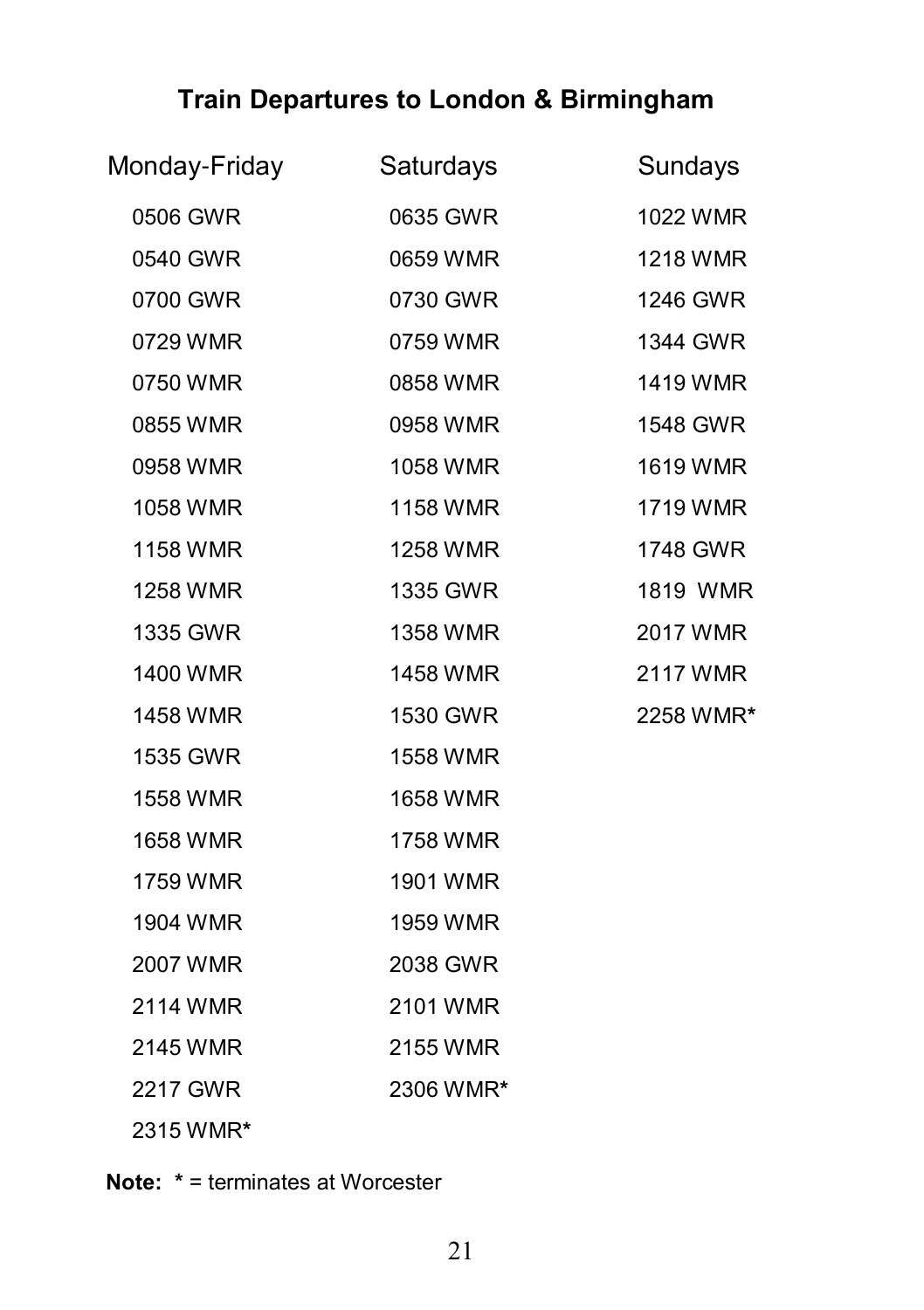## Train Departures to London & Birmingham

| Monday-Friday | Saturdays | Sundays |
|---|---|---|
| 0506 GWR | 0635 GWR | 1022 WMR |
| 0540 GWR | 0659 WMR | 1218 WMR |
| 0700 GWR | 0730 GWR | 1246 GWR |
| 0729 WMR | 0759 WMR | 1344 GWR |
| 0750 WMR | 0858 WMR | 1419 WMR |
| 0855 WMR | 0958 WMR | 1548 GWR |
| 0958 WMR | 1058 WMR | 1619 WMR |
| 1058 WMR | 1158 WMR | 1719 WMR |
| 1158 WMR | 1258 WMR | 1748 GWR |
| 1258 WMR | 1335 GWR | 1819 WMR |
| 1335 GWR | 1358 WMR | 2017 WMR |
| 1400 WMR | 1458 WMR | 2117 WMR |
| 1458 WMR | 1530 GWR | 2258 WMR* |
| 1535 GWR | 1558 WMR | |
| 1558 WMR | 1658 WMR | |
| 1658 WMR | 1758 WMR | |
| 1759 WMR | 1901 WMR | |
| 1904 WMR | 1959 WMR | |
| 2007 WMR | 2038 GWR | |
| 2114 WMR | 2101 WMR | |
| 2145 WMR | 2155 WMR | |
| 2217 GWR | 2306 WMR* | |
| 2315 WMR* | | |

**Note: *** = terminates at Worcester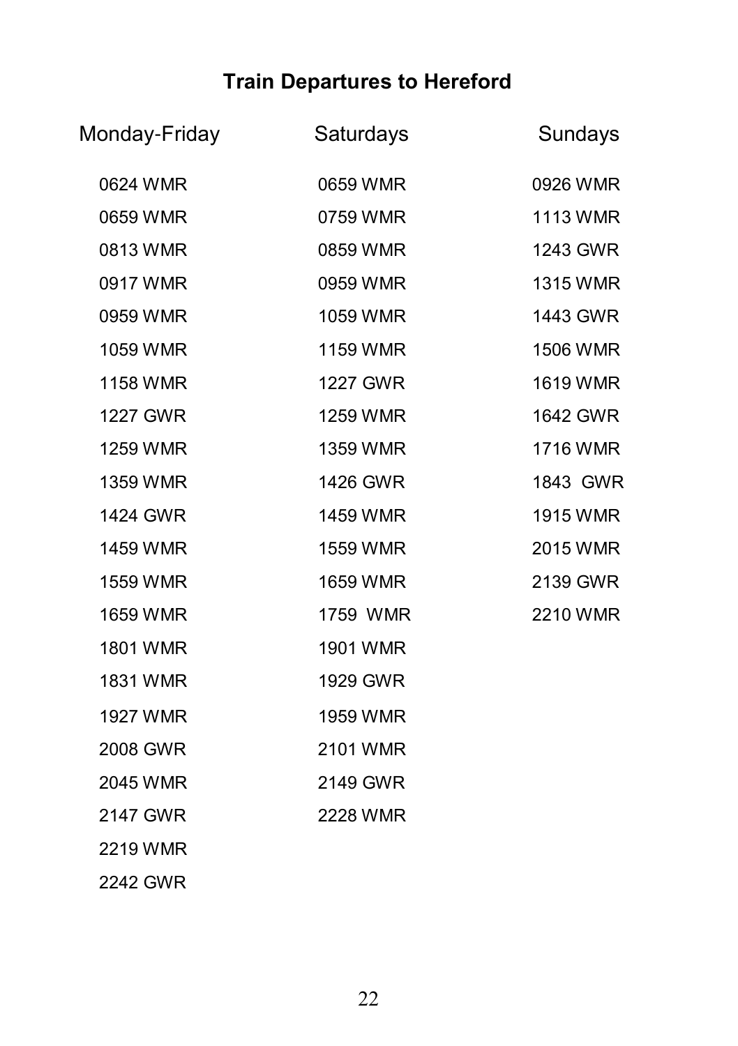# Train Departures to Hereford

| Monday-Friday | Saturdays | Sundays |
|---|---|---|
| 0624 WMR | 0659 WMR | 0926 WMR |
| 0659 WMR | 0759 WMR | 1113 WMR |
| 0813 WMR | 0859 WMR | 1243 GWR |
| 0917 WMR | 0959 WMR | 1315 WMR |
| 0959 WMR | 1059 WMR | 1443 GWR |
| 1059 WMR | 1159 WMR | 1506 WMR |
| 1158 WMR | 1227 GWR | 1619 WMR |
| 1227 GWR | 1259 WMR | 1642 GWR |
| 1259 WMR | 1359 WMR | 1716 WMR |
| 1359 WMR | 1426 GWR | 1843 GWR |
| 1424 GWR | 1459 WMR | 1915 WMR |
| 1459 WMR | 1559 WMR | 2015 WMR |
| 1559 WMR | 1659 WMR | 2139 GWR |
| 1659 WMR | 1759 WMR | 2210 WMR |
| 1801 WMR | 1901 WMR | |
| 1831 WMR | 1929 GWR | |
| 1927 WMR | 1959 WMR | |
| 2008 GWR | 2101 WMR | |
| 2045 WMR | 2149 GWR | |
| 2147 GWR | 2228 WMR | |
| 2219 WMR | | |
| 2242 GWR | | |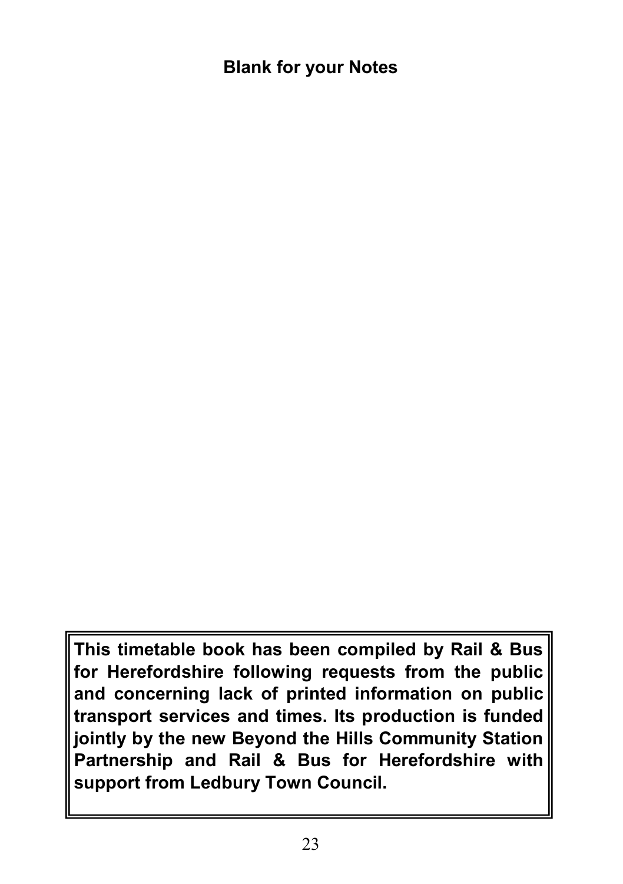**Blank for your Notes**

This timetable book has been compiled by Rail & Bus for Herefordshire following requests from the public and concerning lack of printed information on public transport services and times. Its production is funded jointly by the new Beyond the Hills Community Station Partnership and Rail & Bus for Herefordshire with support from Ledbury Town Council.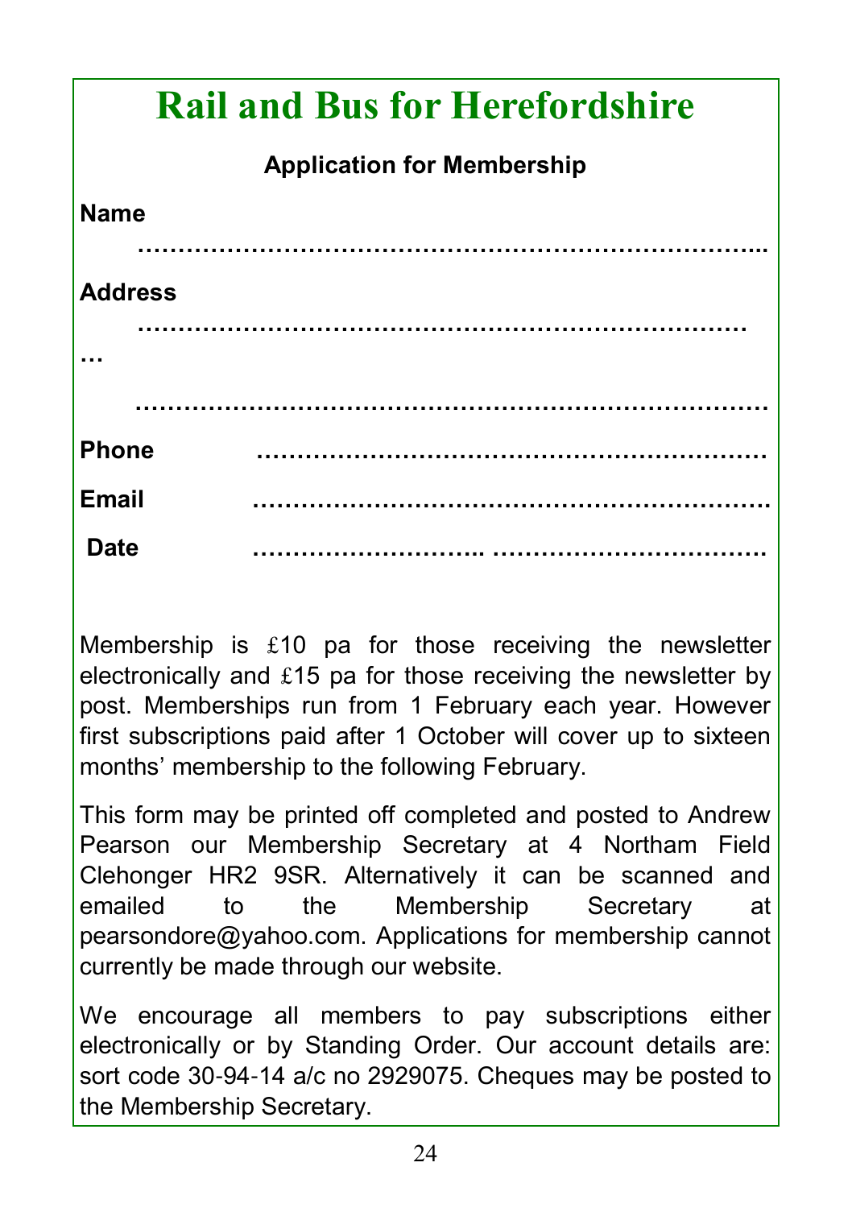# Rail and Bus for Herefordshire

**Application for Membership**

**Name** ……………………………………………………………………...

**Address** …………………………………………………………………… …

……………………………………………………………………………

**Phone** ………………………………………………………

**Email** ……………………………………………………….

**Date** ……………………….. …………………………….

Membership is £10 pa for those receiving the newsletter electronically and £15 pa for those receiving the newsletter by post. Memberships run from 1 February each year. However first subscriptions paid after 1 October will cover up to sixteen months' membership to the following February.

This form may be printed off completed and posted to Andrew Pearson our Membership Secretary at 4 Northam Field Clehonger HR2 9SR. Alternatively it can be scanned and emailed to the Membership Secretary at pearsondore@yahoo.com. Applications for membership cannot currently be made through our website.

We encourage all members to pay subscriptions either electronically or by Standing Order. Our account details are: sort code 30-94-14 a/c no 2929075. Cheques may be posted to the Membership Secretary.